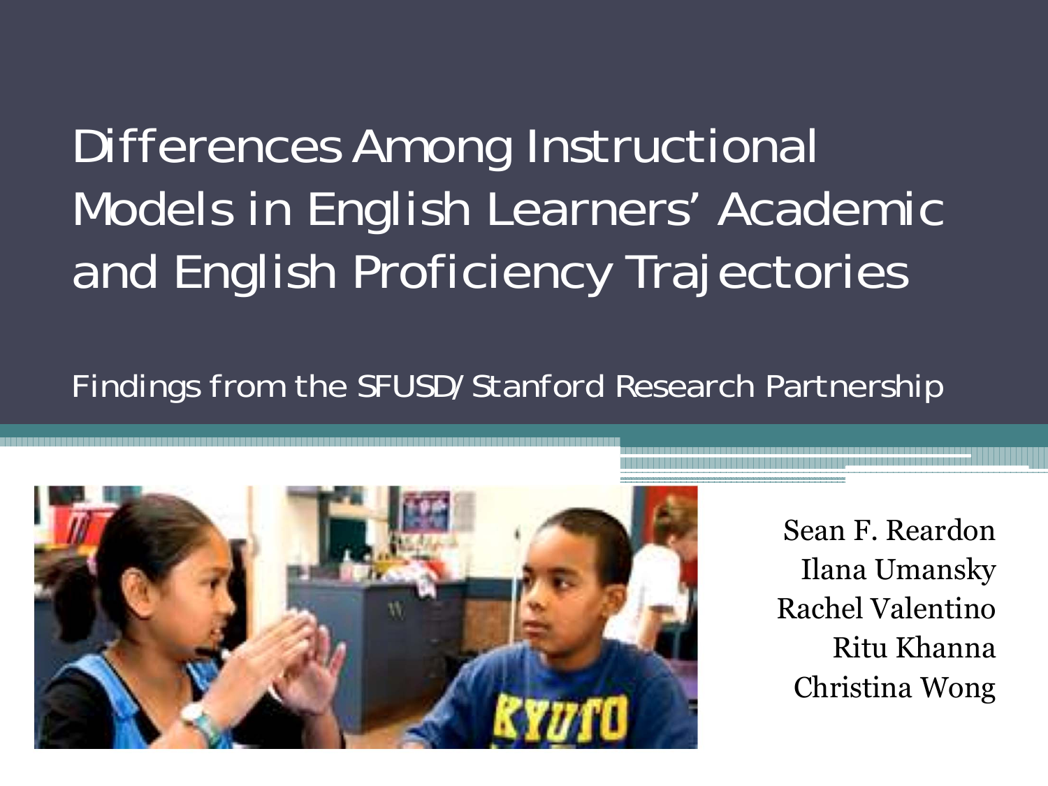# Differences Among Instructional Models in English Learners' Academic and English Proficiency Trajectories

Findings from the SFUSD/Stanford Research Partnership

Sean F. Reardon
Ilana Umansky
Rachel Valentino
Ritu Khanna
Christina Wong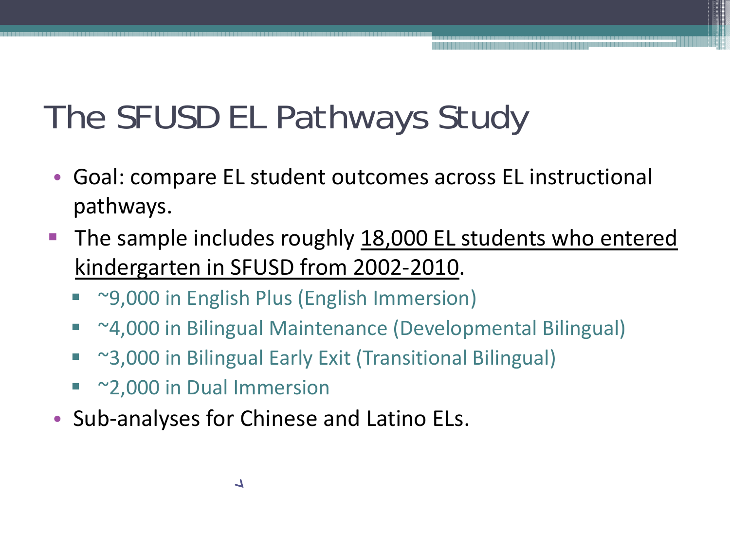# The SFUSD EL Pathways Study

- Goal: compare EL student outcomes across EL instructional pathways.
- The sample includes roughly 18,000 EL students who entered kindergarten in SFUSD from 2002-2010.
  - ~9,000 in English Plus (English Immersion)
  - ~4,000 in Bilingual Maintenance (Developmental Bilingual)
  - ~3,000 in Bilingual Early Exit (Transitional Bilingual)
  - ~2,000 in Dual Immersion
- Sub-analyses for Chinese and Latino ELs.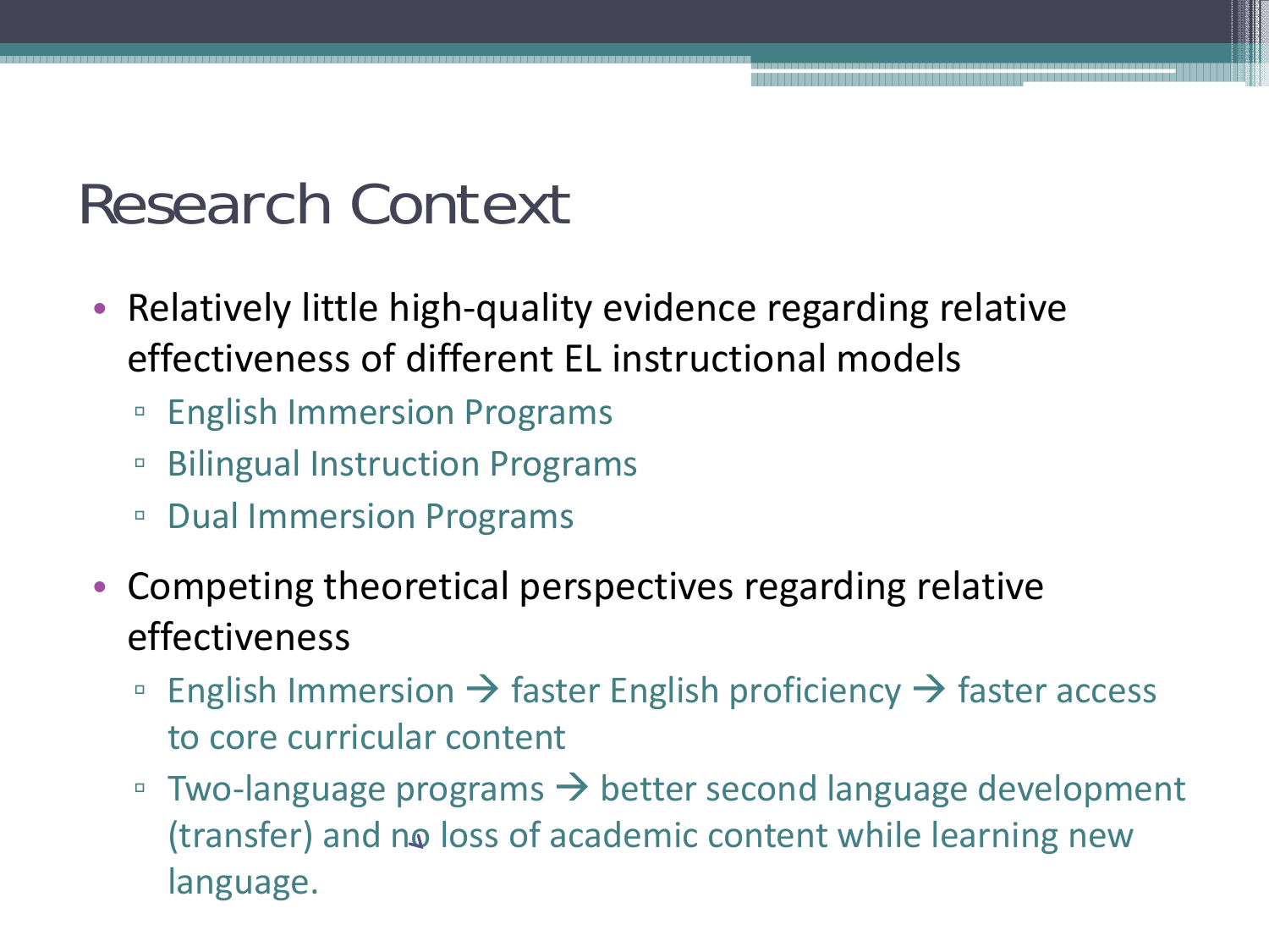# Research Context

- Relatively little high-quality evidence regarding relative effectiveness of different EL instructional models
  - English Immersion Programs
  - Bilingual Instruction Programs
  - Dual Immersion Programs
- Competing theoretical perspectives regarding relative effectiveness
  - English Immersion → faster English proficiency → faster access to core curricular content
  - Two-language programs → better second language development (transfer) and no loss of academic content while learning new language.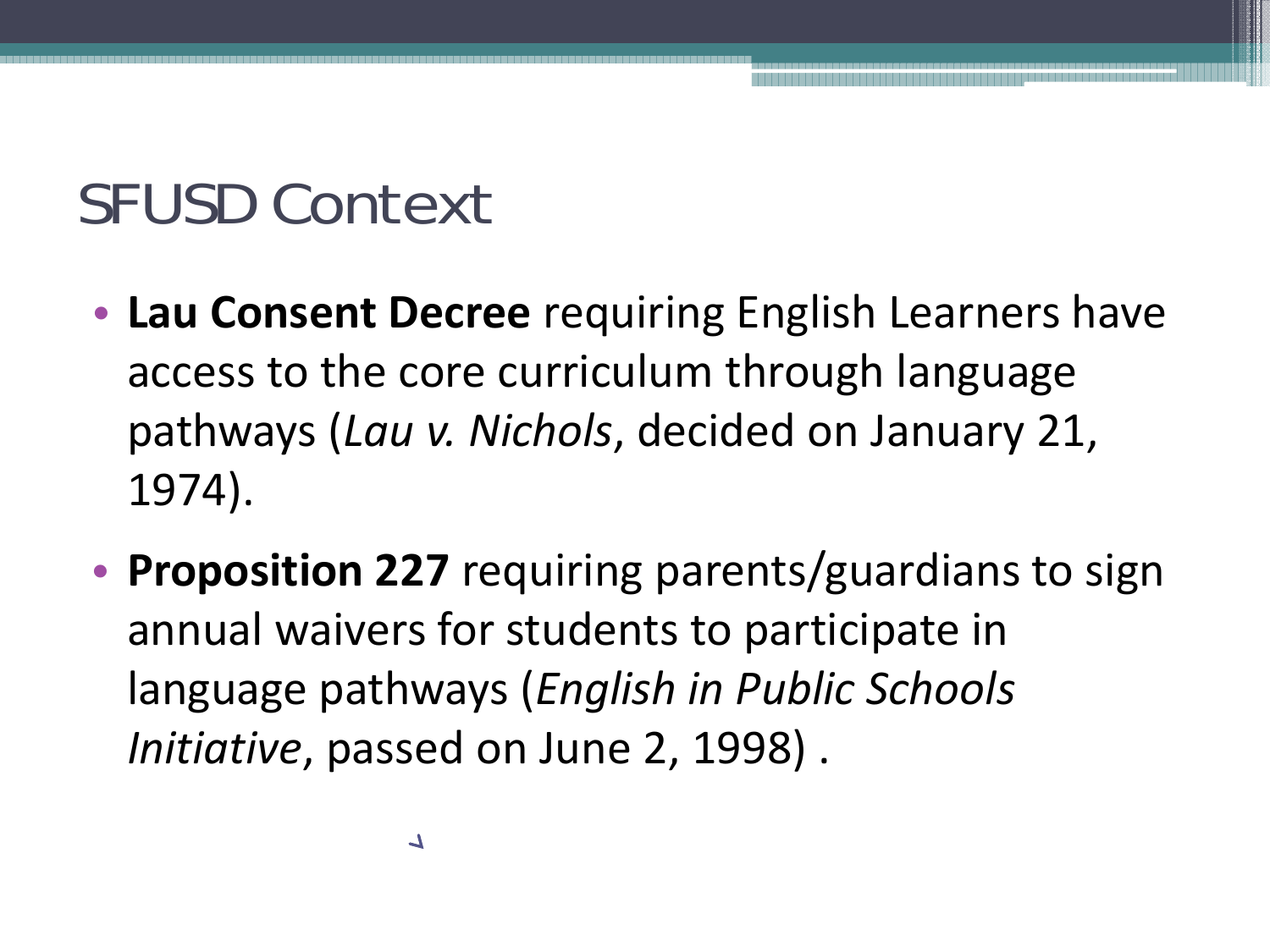# SFUSD Context

- **Lau Consent Decree** requiring English Learners have access to the core curriculum through language pathways (*Lau v. Nichols*, decided on January 21, 1974).
- **Proposition 227** requiring parents/guardians to sign annual waivers for students to participate in language pathways (*English in Public Schools Initiative*, passed on June 2, 1998) .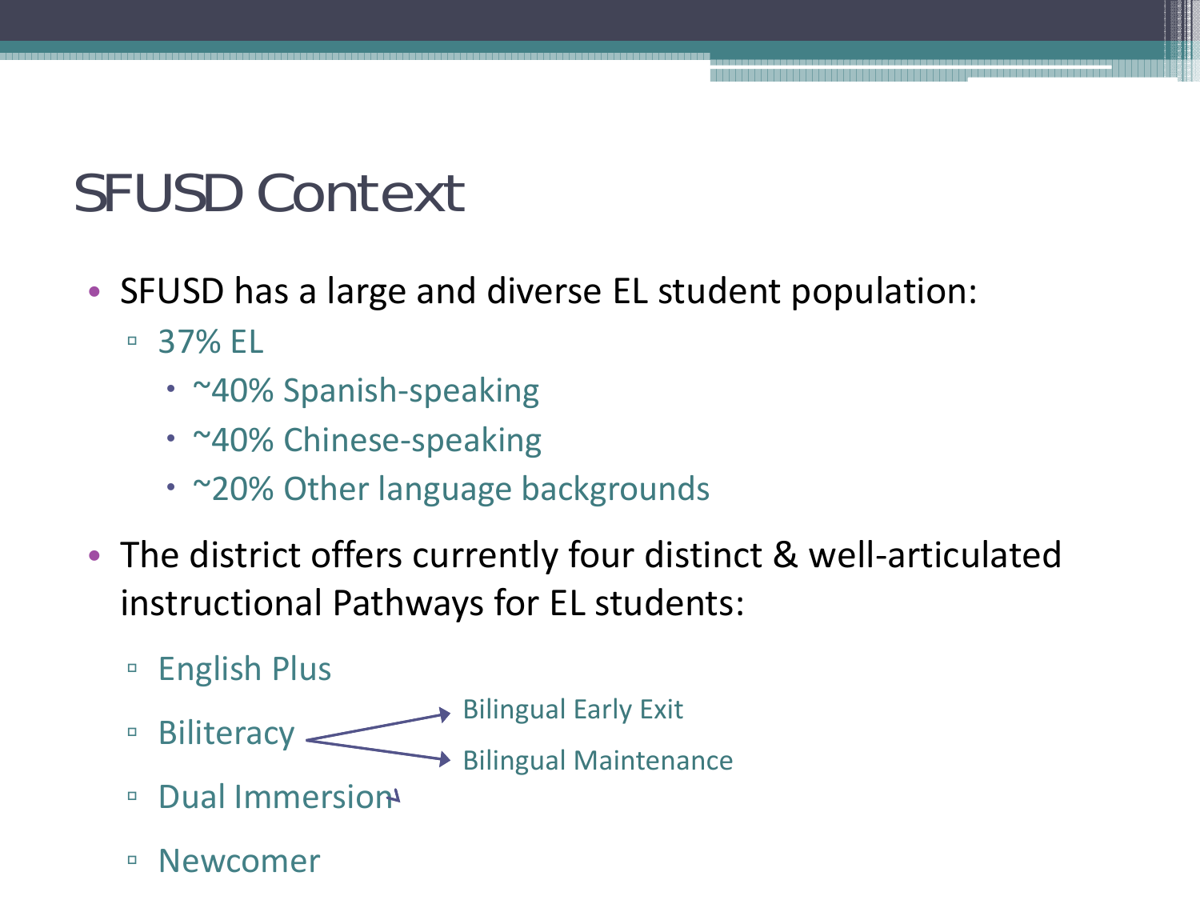# SFUSD Context

- SFUSD has a large and diverse EL student population:
  - 37% EL
    - ~40% Spanish-speaking
    - ~40% Chinese-speaking
    - ~20% Other language backgrounds
- The district offers currently four distinct & well-articulated instructional Pathways for EL students:
  - English Plus
  - Biliteracy
    - Bilingual Early Exit
    - Bilingual Maintenance
  - Dual Immersion
  - Newcomer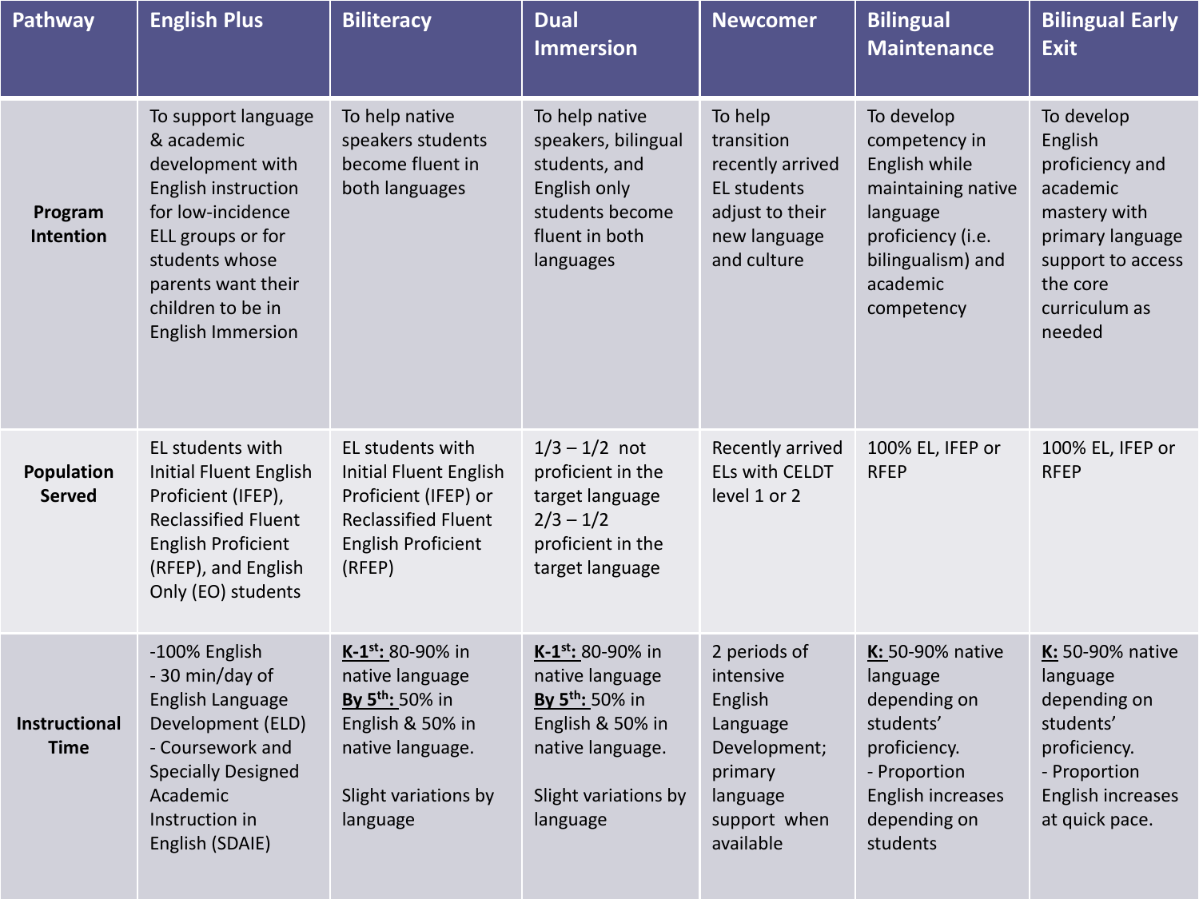| Pathway | English Plus | Biliteracy | Dual Immersion | Newcomer | Bilingual Maintenance | Bilingual Early Exit |
|---|---|---|---|---|---|---|
| **Program Intention** | To support language & academic development with English instruction for low-incidence ELL groups or for students whose parents want their children to be in English Immersion | To help native speakers students become fluent in both languages | To help native speakers, bilingual students, and English only students become fluent in both languages | To help transition recently arrived EL students adjust to their new language and culture | To develop competency in English while maintaining native language proficiency (i.e. bilingualism) and academic competency | To develop English proficiency and academic mastery with primary language support to access the core curriculum as needed |
| **Population Served** | EL students with Initial Fluent English Proficient (IFEP), Reclassified Fluent English Proficient (RFEP), and English Only (EO) students | EL students with Initial Fluent English Proficient (IFEP) or Reclassified Fluent English Proficient (RFEP) | 1/3 – 1/2 not proficient in the target language 2/3 – 1/2 proficient in the target language | Recently arrived ELs with CELDT level 1 or 2 | 100% EL, IFEP or RFEP | 100% EL, IFEP or RFEP |
| **Instructional Time** | -100% English<br>- 30 min/day of English Language Development (ELD)<br>- Coursework and Specially Designed Academic Instruction in English (SDAIE) | **K-1st:** 80-90% in native language<br>**By 5th:** 50% in English & 50% in native language.<br><br>Slight variations by language | **K-1st:** 80-90% in native language<br>**By 5th:** 50% in English & 50% in native language.<br><br>Slight variations by language | 2 periods of intensive English Language Development; primary language support when available | **K:** 50-90% native language depending on students' proficiency.<br>- Proportion English increases depending on students | **K:** 50-90% native language depending on students' proficiency.<br>- Proportion English increases at quick pace. |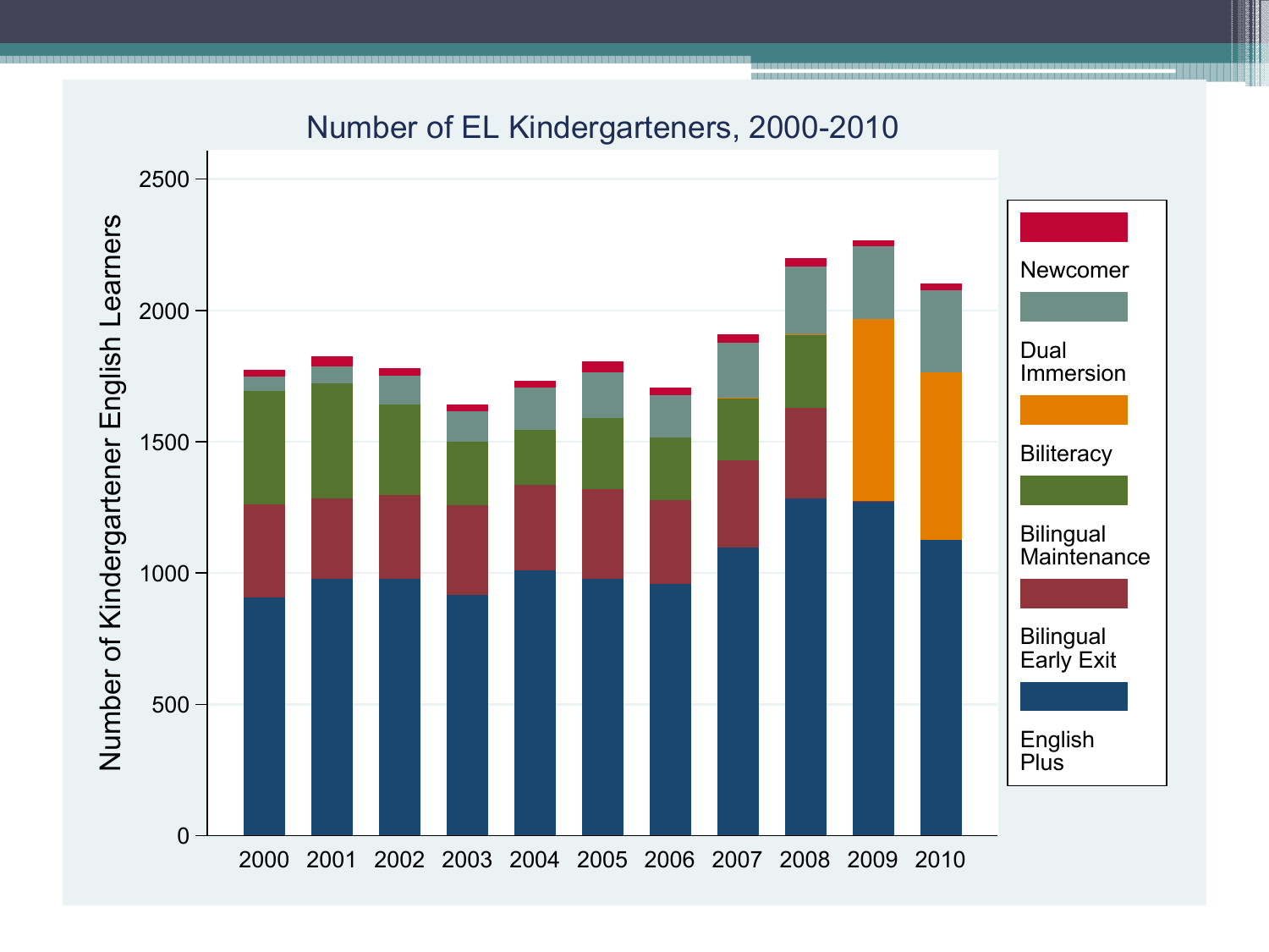Number of EL Kindergarteners, 2000-2010

Number of Kindergartener English Learners

2500
2000
1500
1000
500
0

2000 2001 2002 2003 2004 2005 2006 2007 2008 2009 2010

Newcomer
Dual Immersion
Biliteracy
Bilingual Maintenance
Bilingual Early Exit
English Plus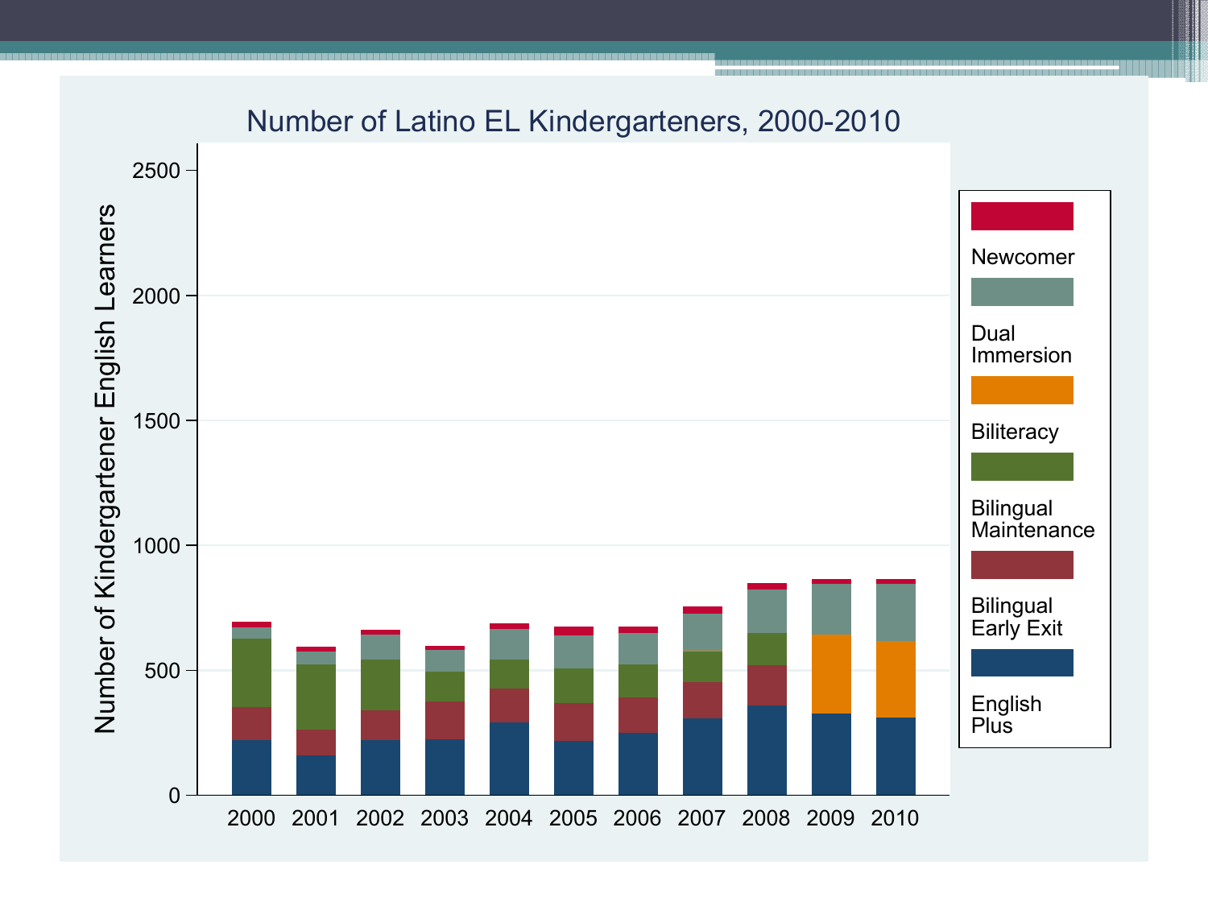## Number of Latino EL Kindergarteners, 2000-2010

Number of Kindergartener English Learners

0, 500, 1000, 1500, 2000, 2500

2000, 2001, 2002, 2003, 2004, 2005, 2006, 2007, 2008, 2009, 2010

- Newcomer
- Dual Immersion
- Biliteracy
- Bilingual Maintenance
- Bilingual Early Exit
- English Plus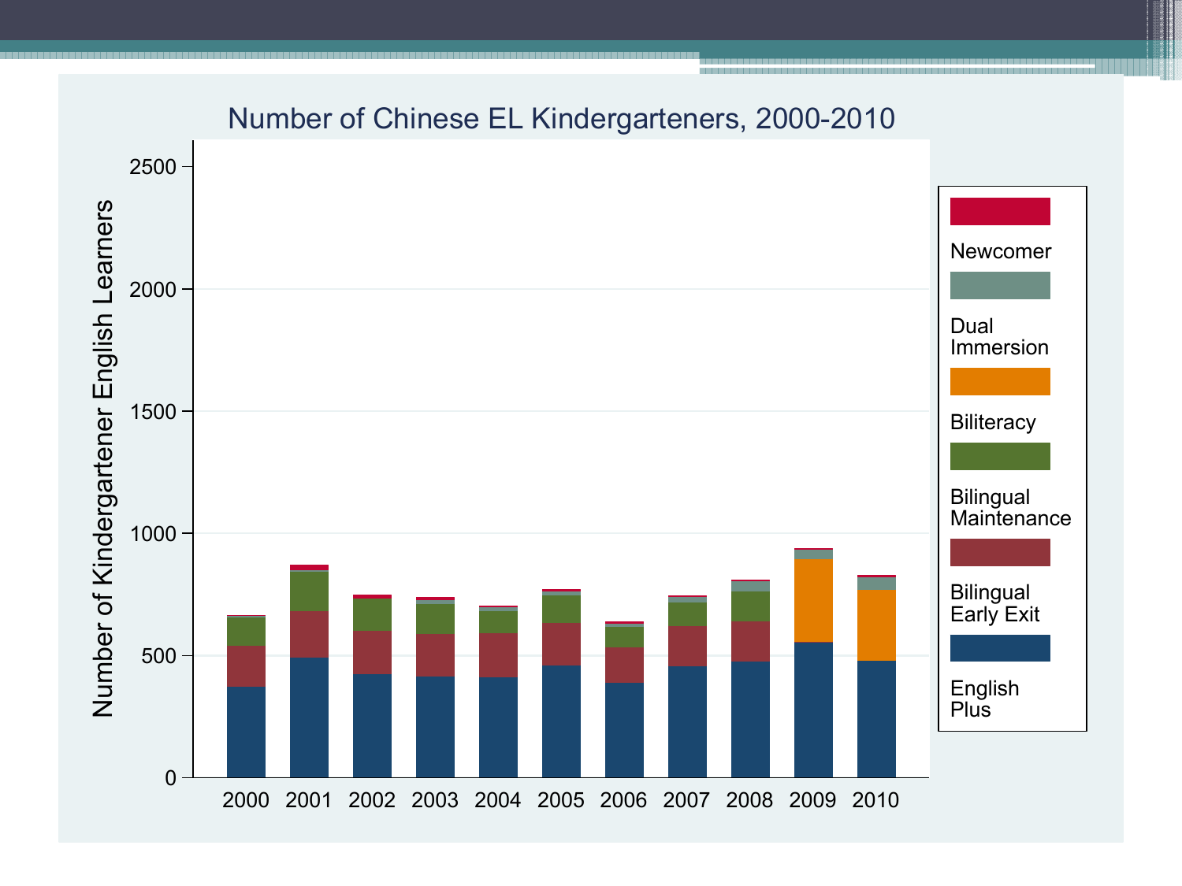## Number of Chinese EL Kindergarteners, 2000-2010

Number of Kindergartener English Learners

2500

2000

1500

1000

500

0

2000 2001 2002 2003 2004 2005 2006 2007 2008 2009 2010

Newcomer

Dual Immersion

Biliteracy

Bilingual Maintenance

Bilingual Early Exit

English Plus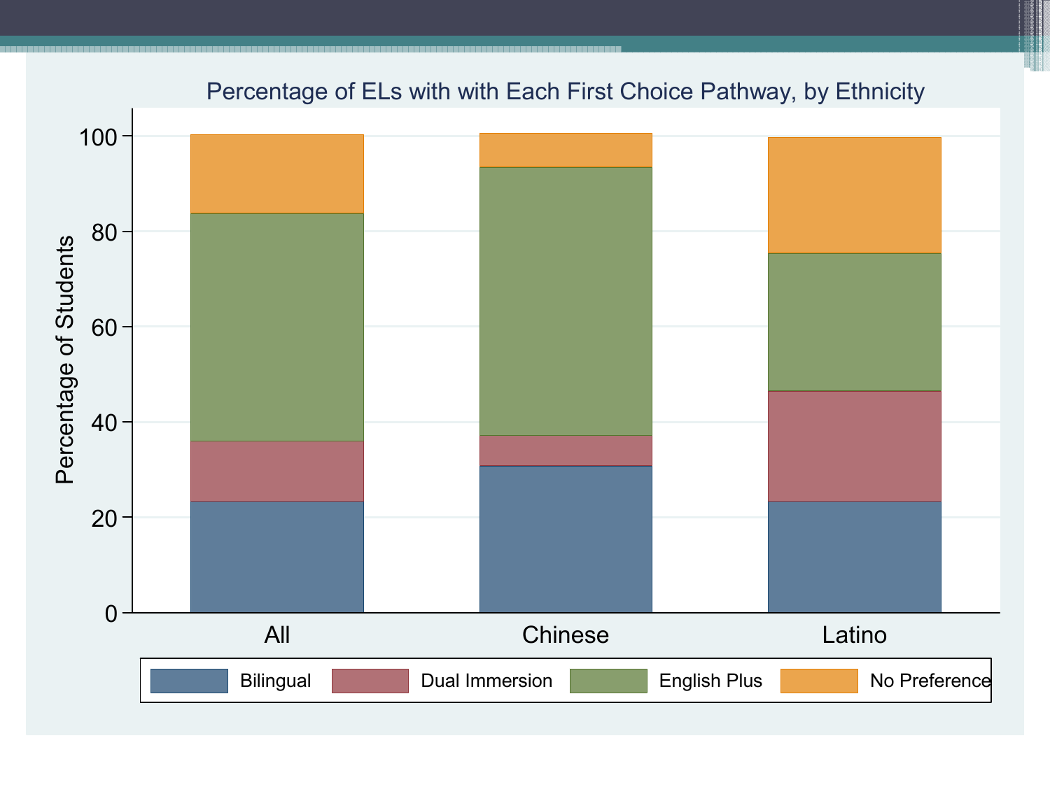## Percentage of ELs with with Each First Choice Pathway, by Ethnicity

Percentage of Students

All | Chinese | Latino

Bilingual | Dual Immersion | English Plus | No Preference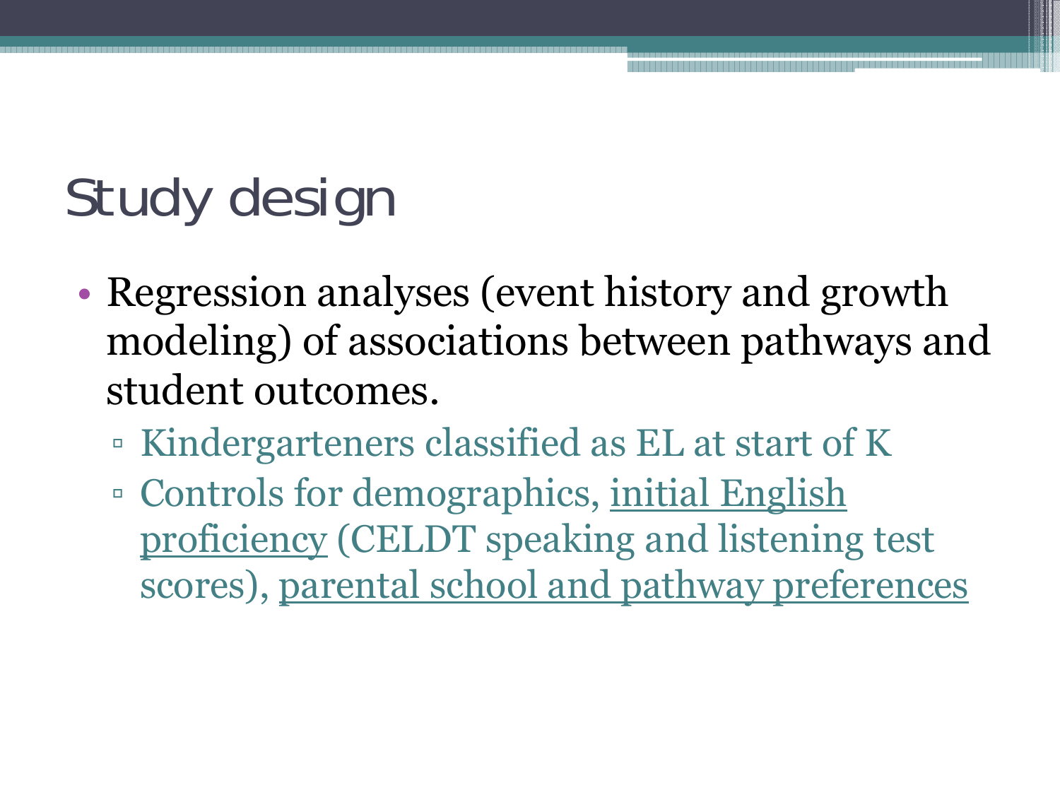# Study design

- Regression analyses (event history and growth modeling) of associations between pathways and student outcomes.
  - Kindergarteners classified as EL at start of K
  - Controls for demographics, initial English proficiency (CELDT speaking and listening test scores), parental school and pathway preferences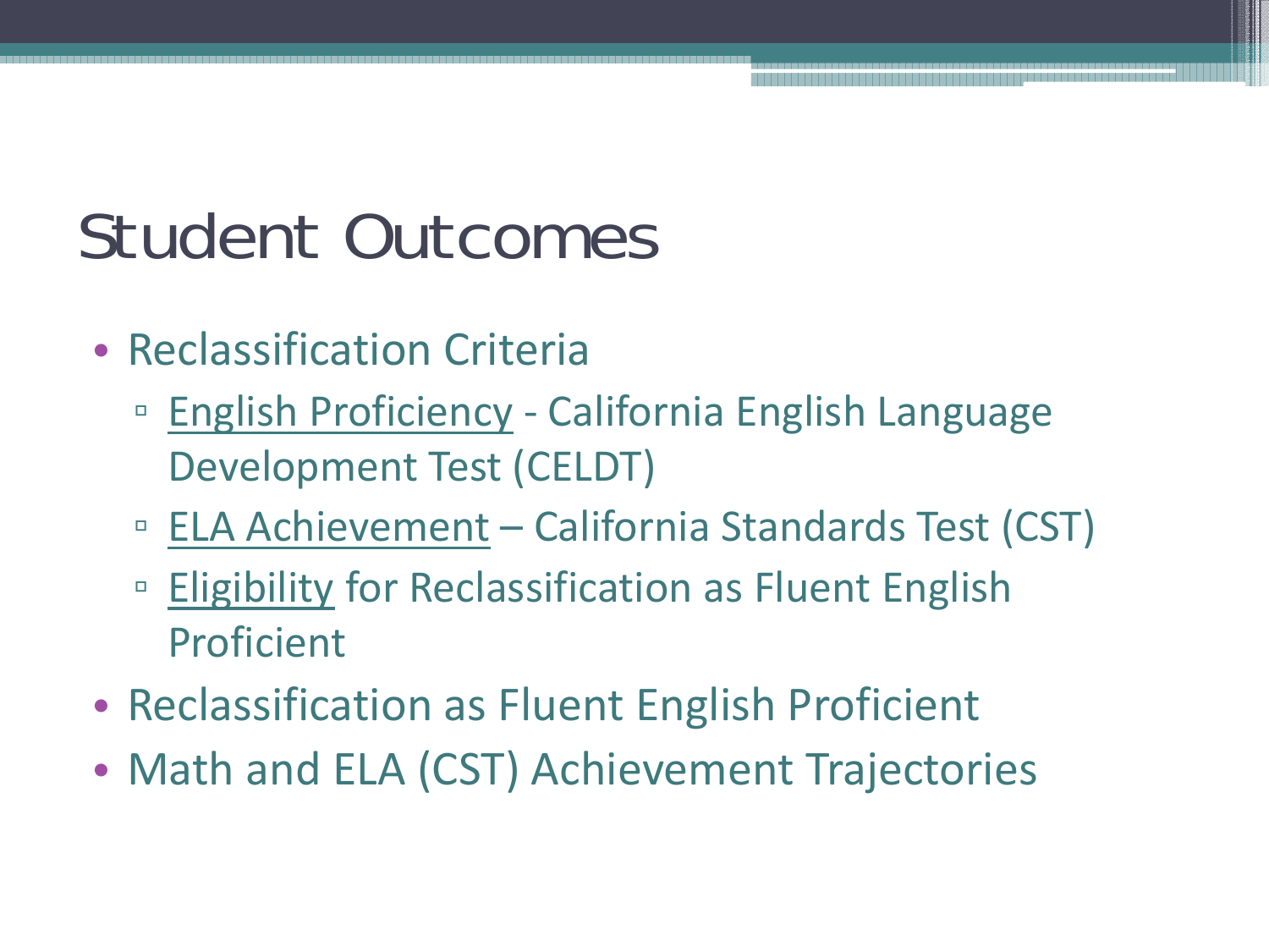# Student Outcomes

- Reclassification Criteria
  - English Proficiency - California English Language Development Test (CELDT)
  - ELA Achievement – California Standards Test (CST)
  - Eligibility for Reclassification as Fluent English Proficient
- Reclassification as Fluent English Proficient
- Math and ELA (CST) Achievement Trajectories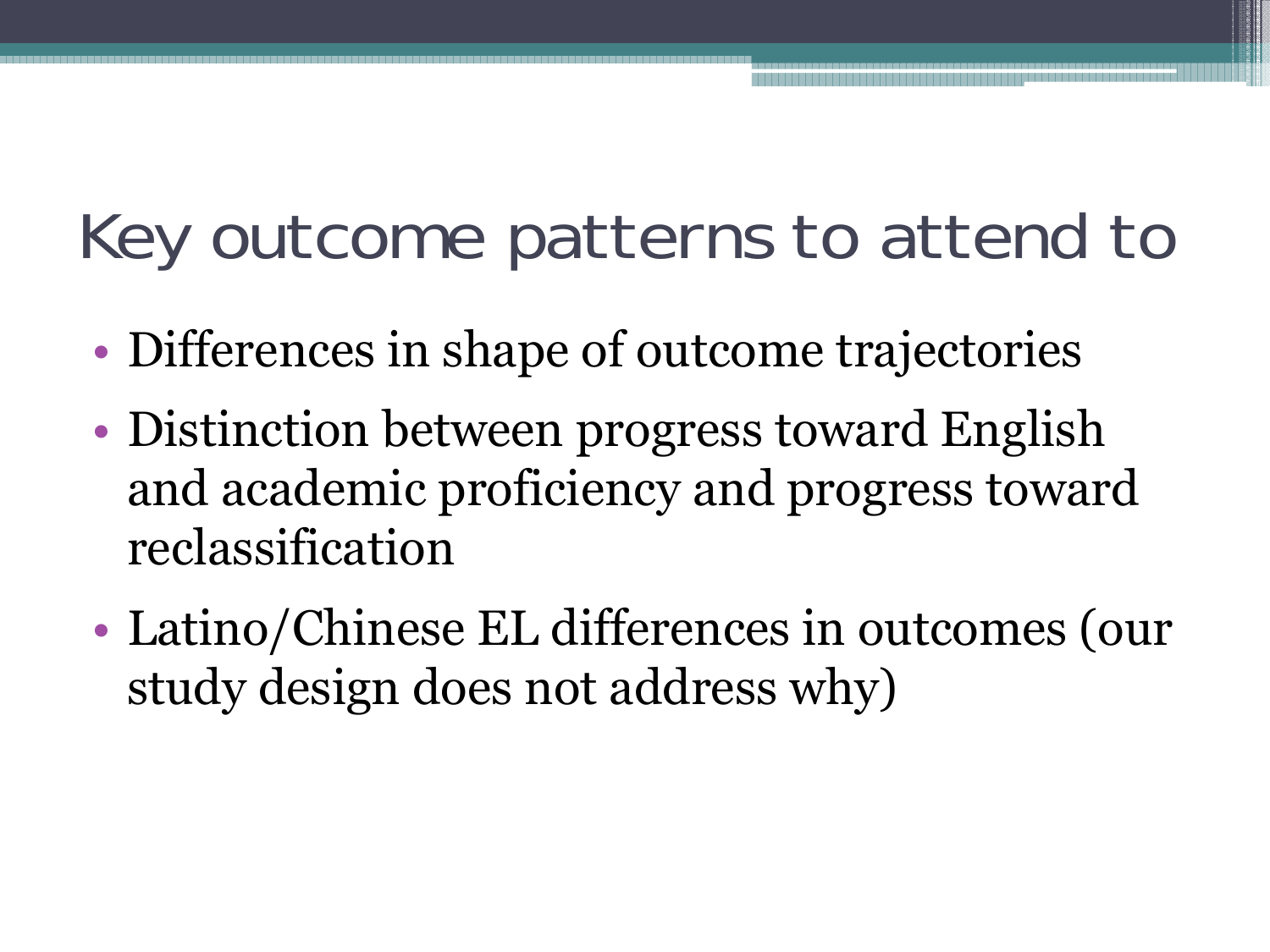# Key outcome patterns to attend to

- Differences in shape of outcome trajectories
- Distinction between progress toward English and academic proficiency and progress toward reclassification
- Latino/Chinese EL differences in outcomes (our study design does not address why)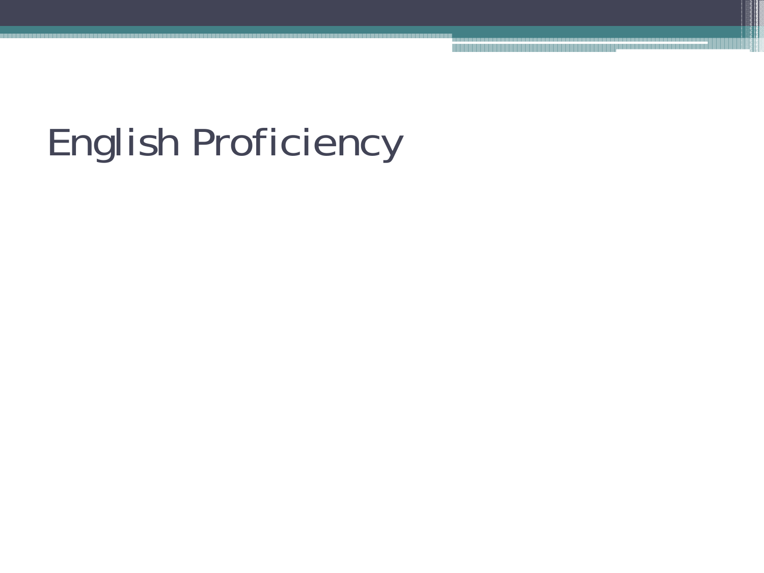# English Proficiency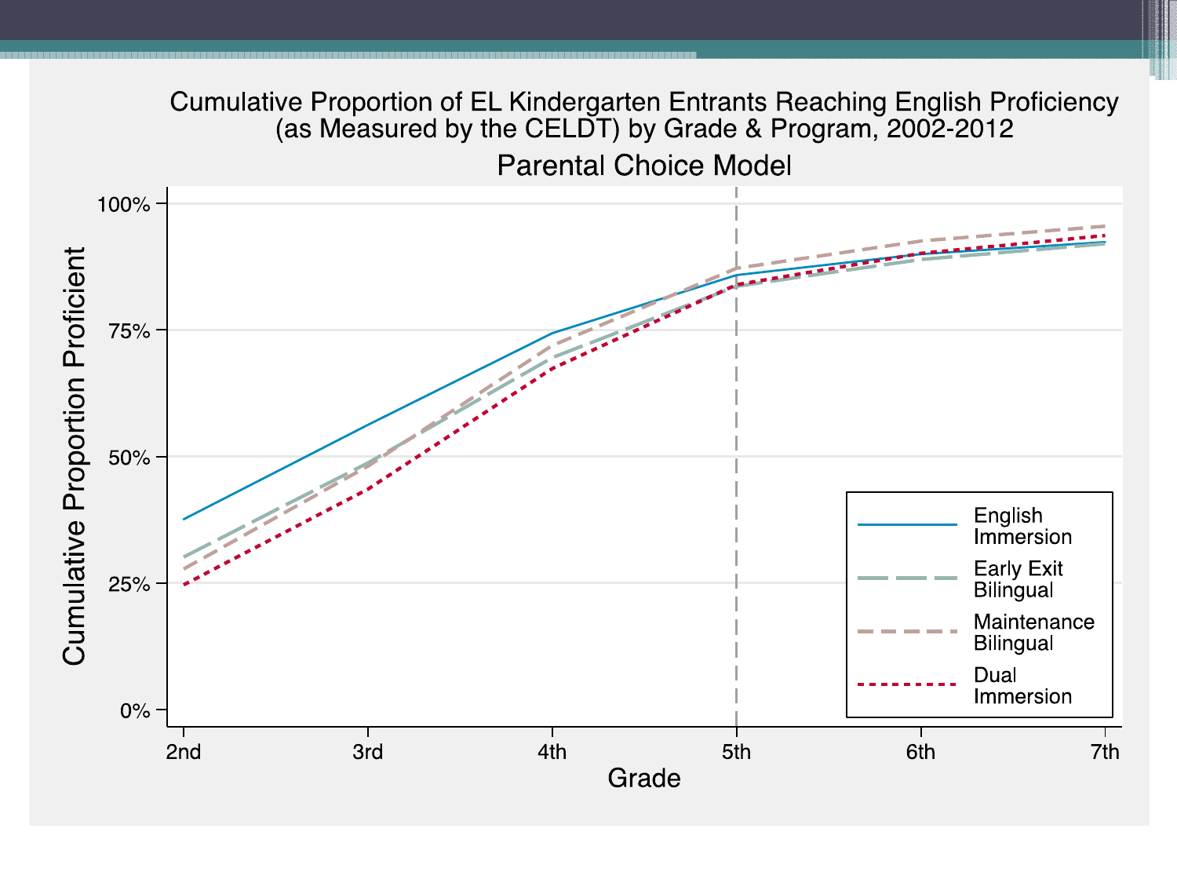Cumulative Proportion of EL Kindergarten Entrants Reaching English Proficiency (as Measured by the CELDT) by Grade & Program, 2002-2012

Parental Choice Model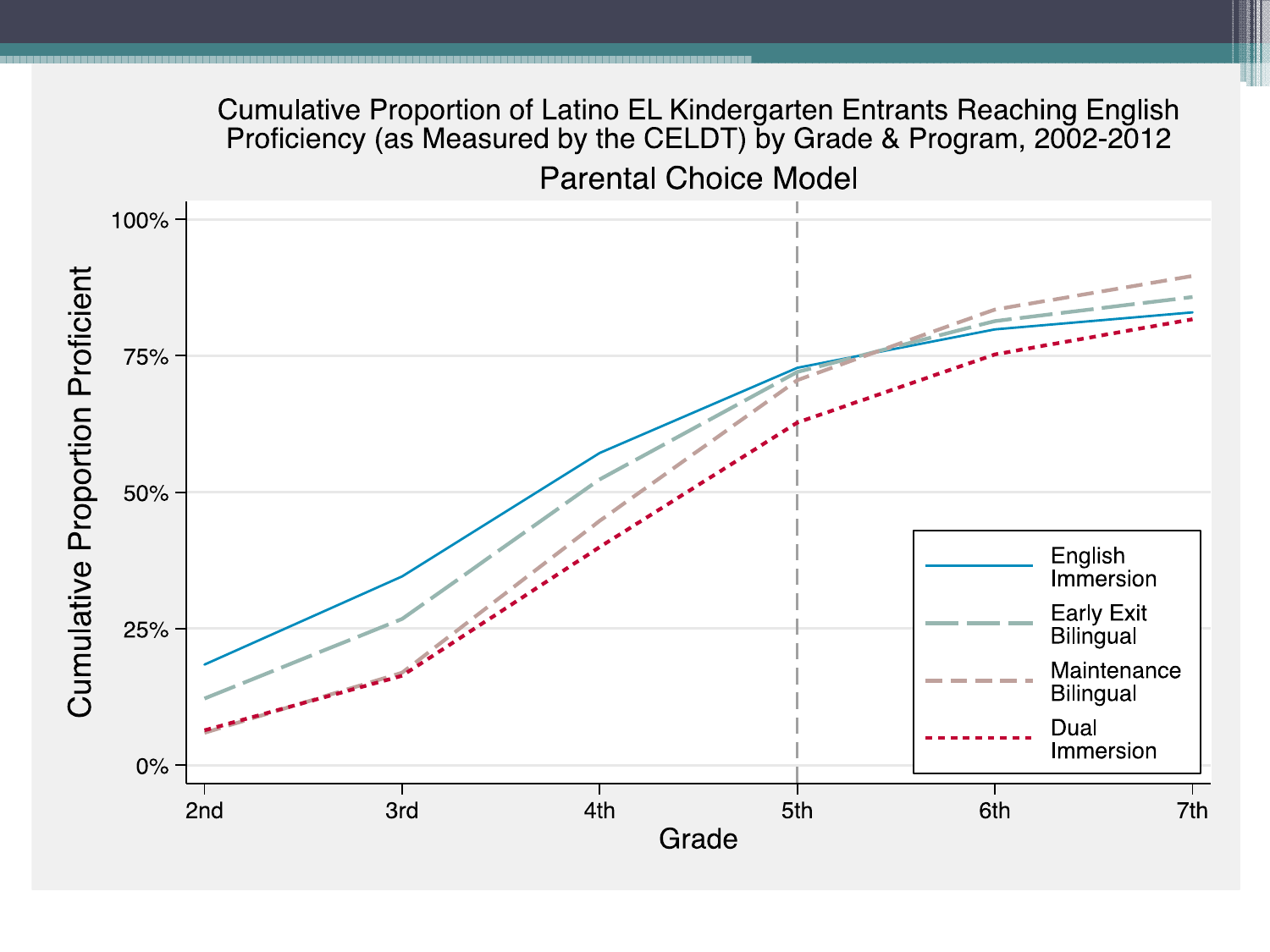# Cumulative Proportion of Latino EL Kindergarten Entrants Reaching English Proficiency (as Measured by the CELDT) by Grade & Program, 2002-2012

## Parental Choice Model

Cumulative Proportion Proficient

100%

75%

50%

25%

0%

2nd 3rd 4th 5th 6th 7th

Grade

English Immersion

Early Exit Bilingual

Maintenance Bilingual

Dual Immersion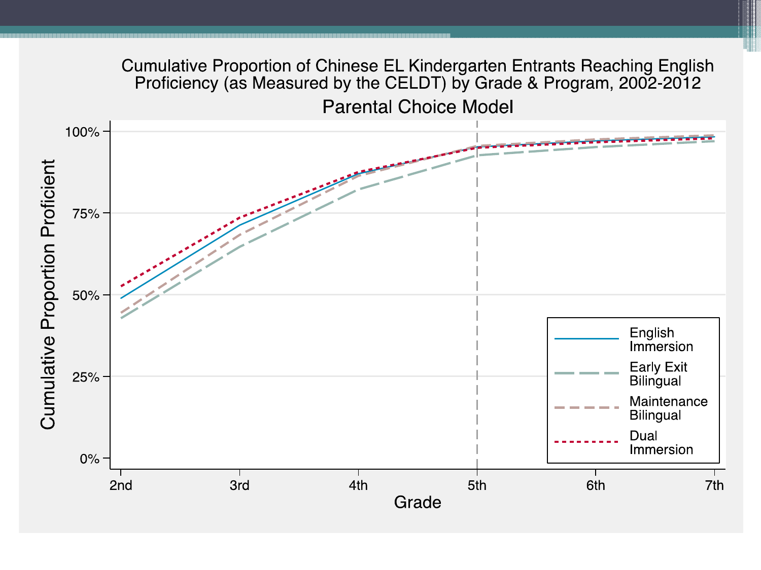Cumulative Proportion of Chinese EL Kindergarten Entrants Reaching English Proficiency (as Measured by the CELDT) by Grade & Program, 2002-2012

Parental Choice Model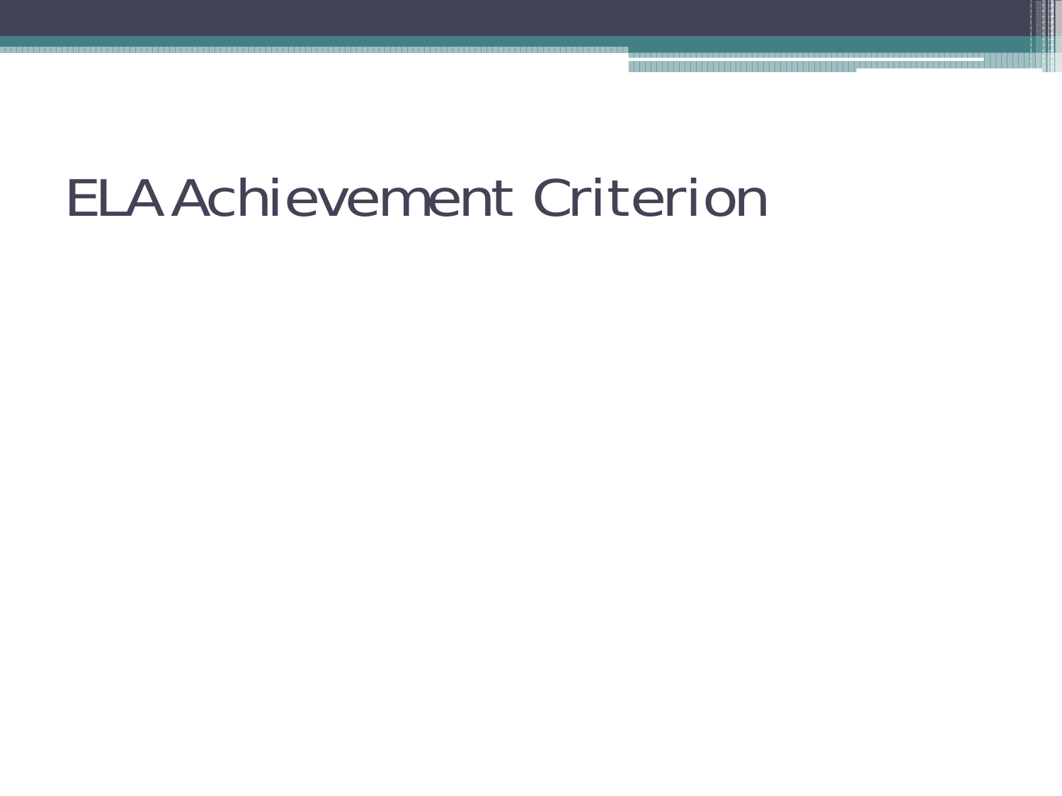# ELA Achievement Criterion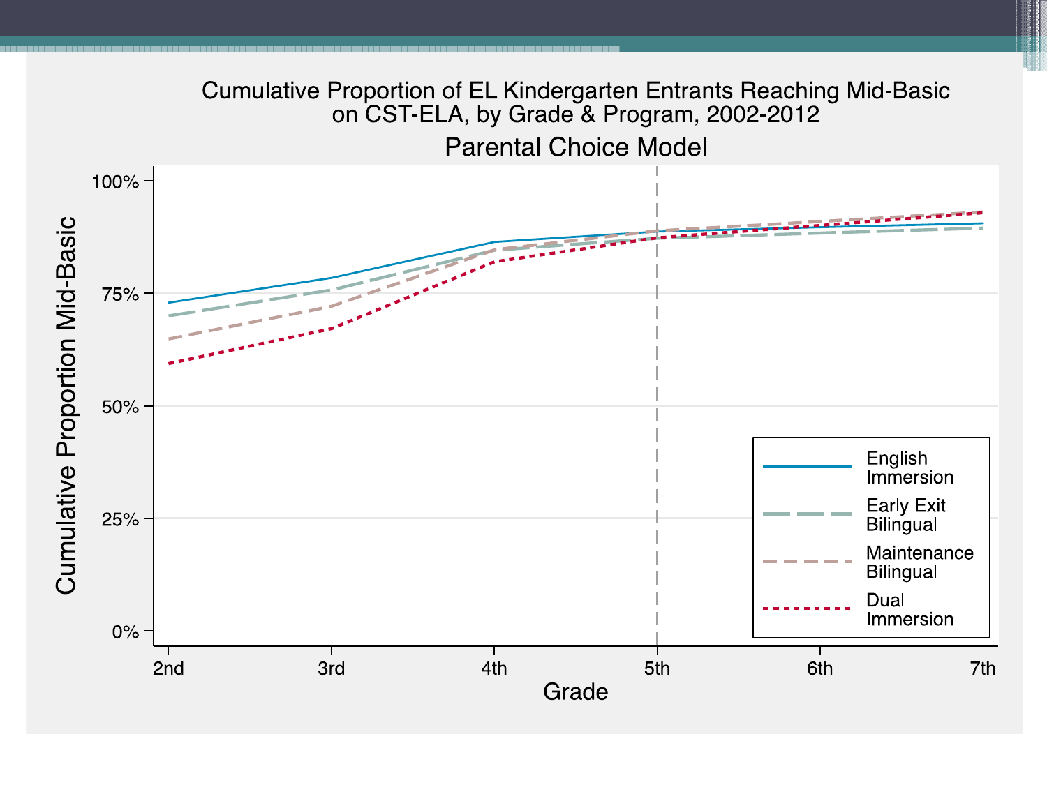Cumulative Proportion of EL Kindergarten Entrants Reaching Mid-Basic on CST-ELA, by Grade & Program, 2002-2012

Parental Choice Model

Cumulative Proportion Mid-Basic

100%

75%

50%

25%

0%

2nd 3rd 4th 5th 6th 7th

Grade

English Immersion

Early Exit Bilingual

Maintenance Bilingual

Dual Immersion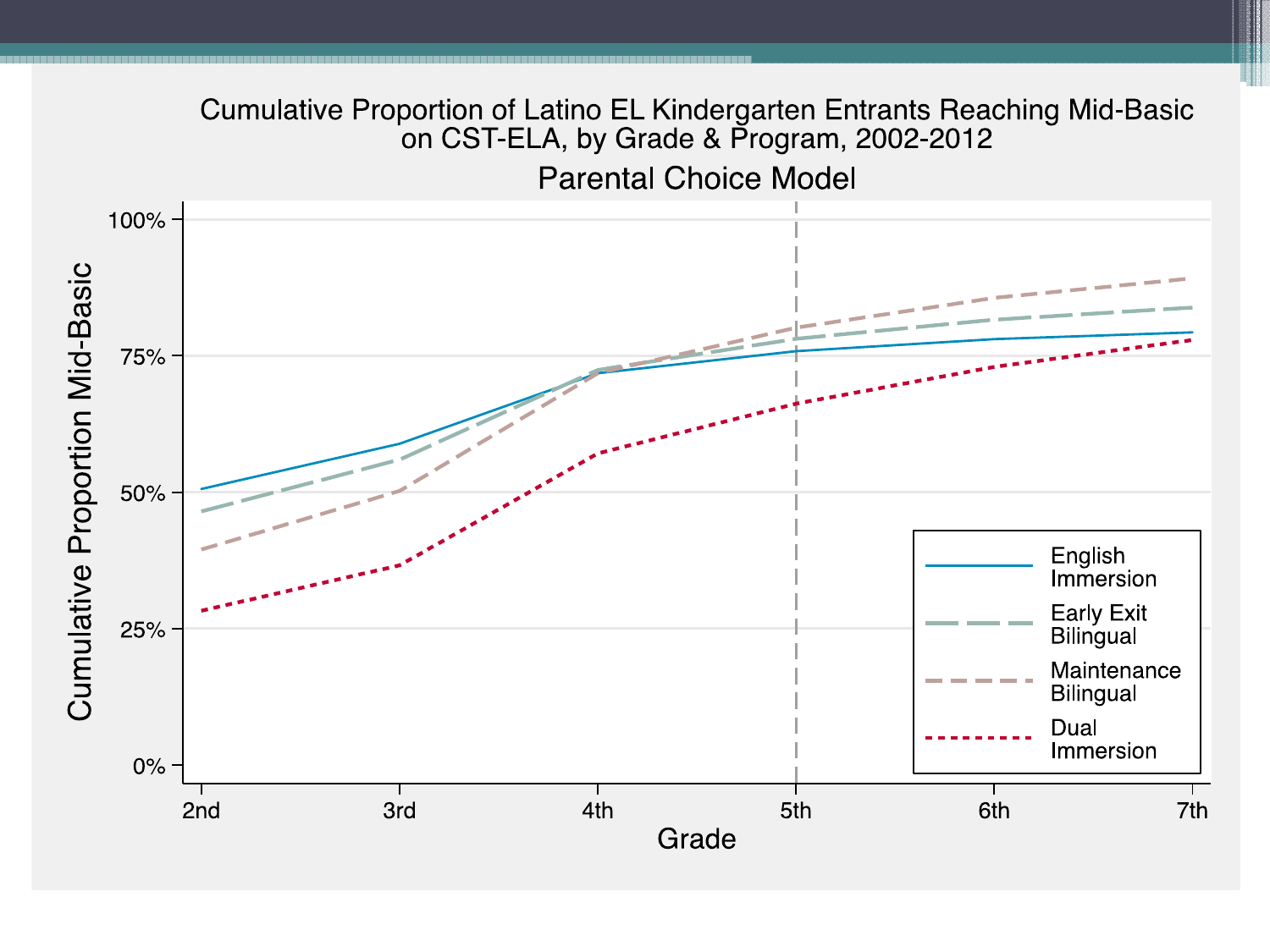Cumulative Proportion of Latino EL Kindergarten Entrants Reaching Mid-Basic on CST-ELA, by Grade & Program, 2002-2012

Parental Choice Model

Cumulative Proportion Mid-Basic

100%

75%

50%

25%

0%

2nd 3rd 4th 5th 6th 7th

Grade

English Immersion

Early Exit Bilingual

Maintenance Bilingual

Dual Immersion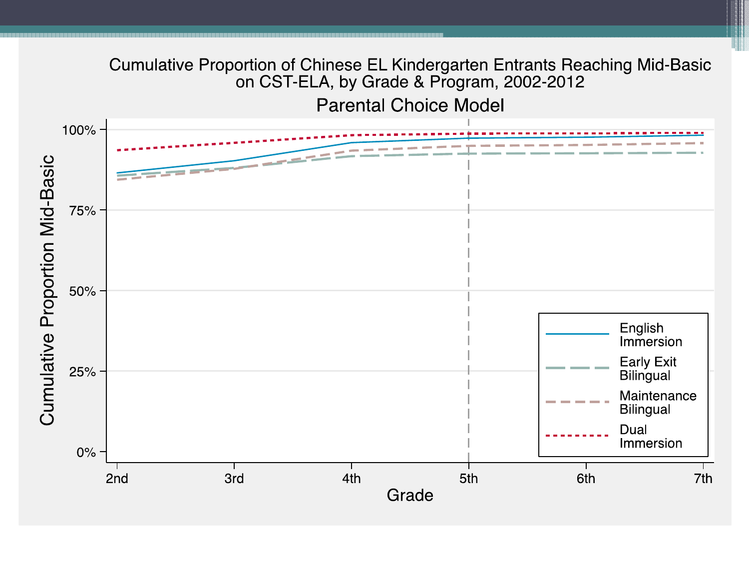Cumulative Proportion of Chinese EL Kindergarten Entrants Reaching Mid-Basic on CST-ELA, by Grade & Program, 2002-2012

Parental Choice Model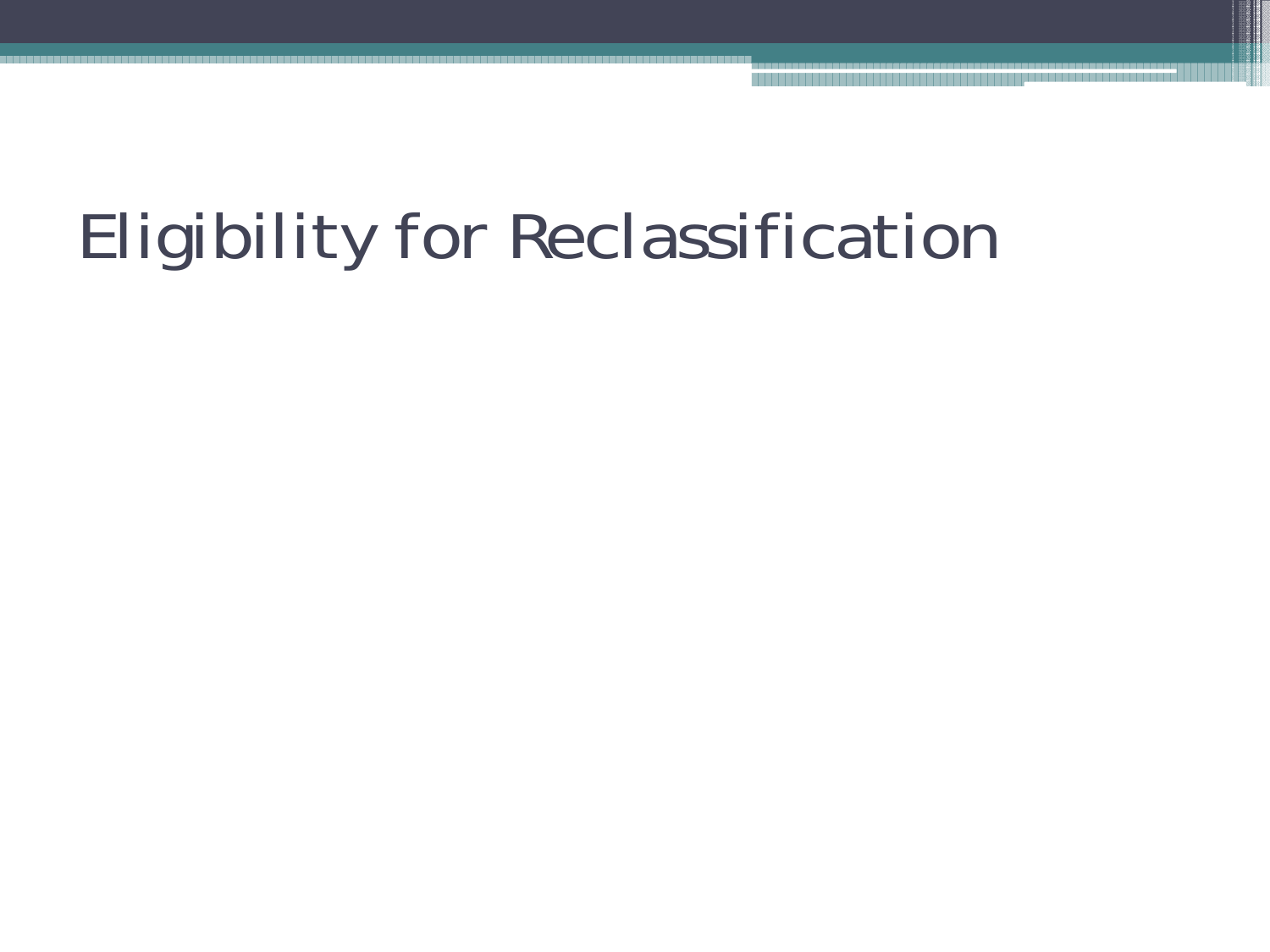# Eligibility for Reclassification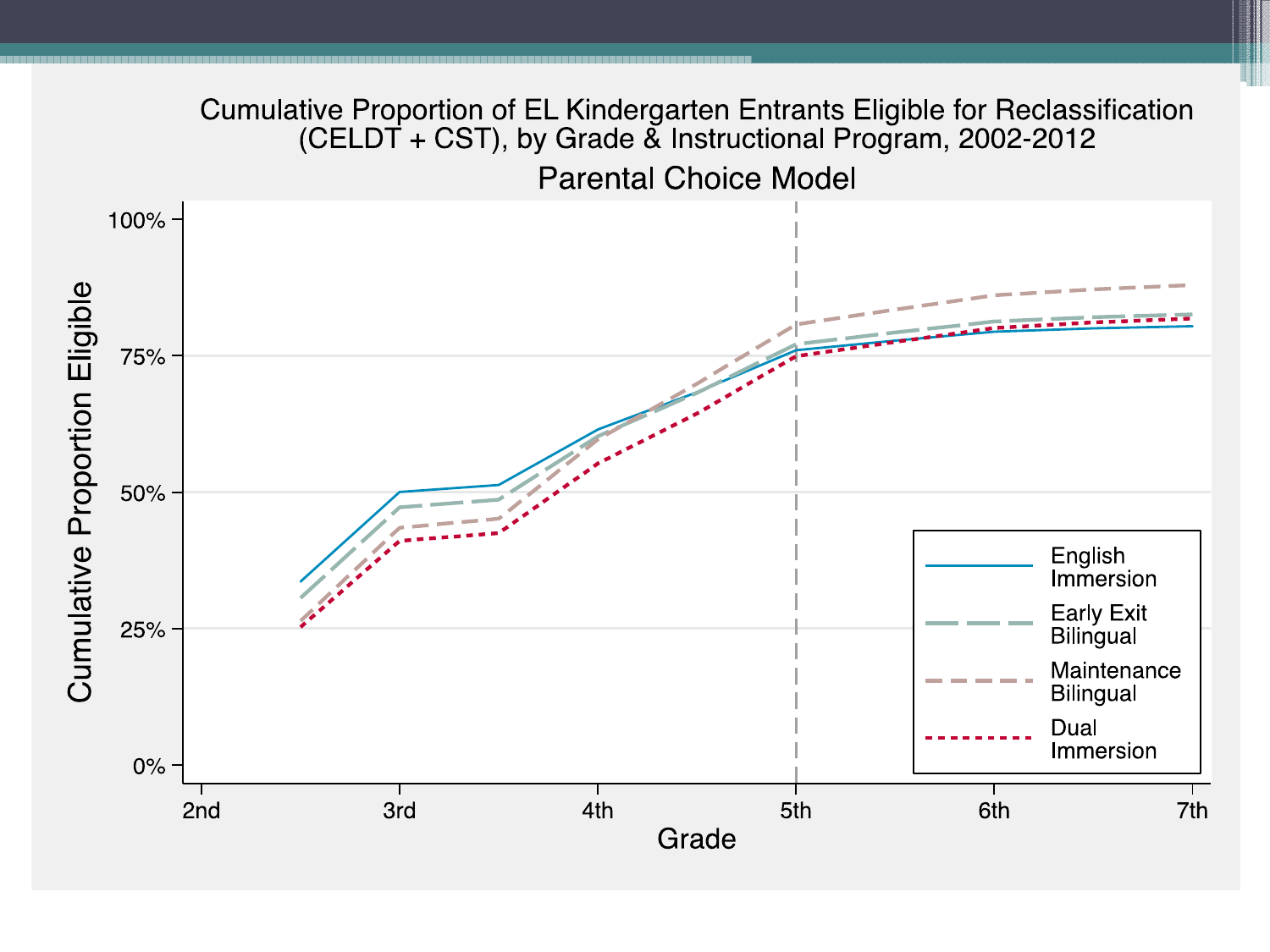Cumulative Proportion of EL Kindergarten Entrants Eligible for Reclassification (CELDT + CST), by Grade & Instructional Program, 2002-2012

Parental Choice Model

Cumulative Proportion Eligible

100%
75%
50%
25%
0%

2nd 3rd 4th 5th 6th 7th

Grade

English Immersion
Early Exit Bilingual
Maintenance Bilingual
Dual Immersion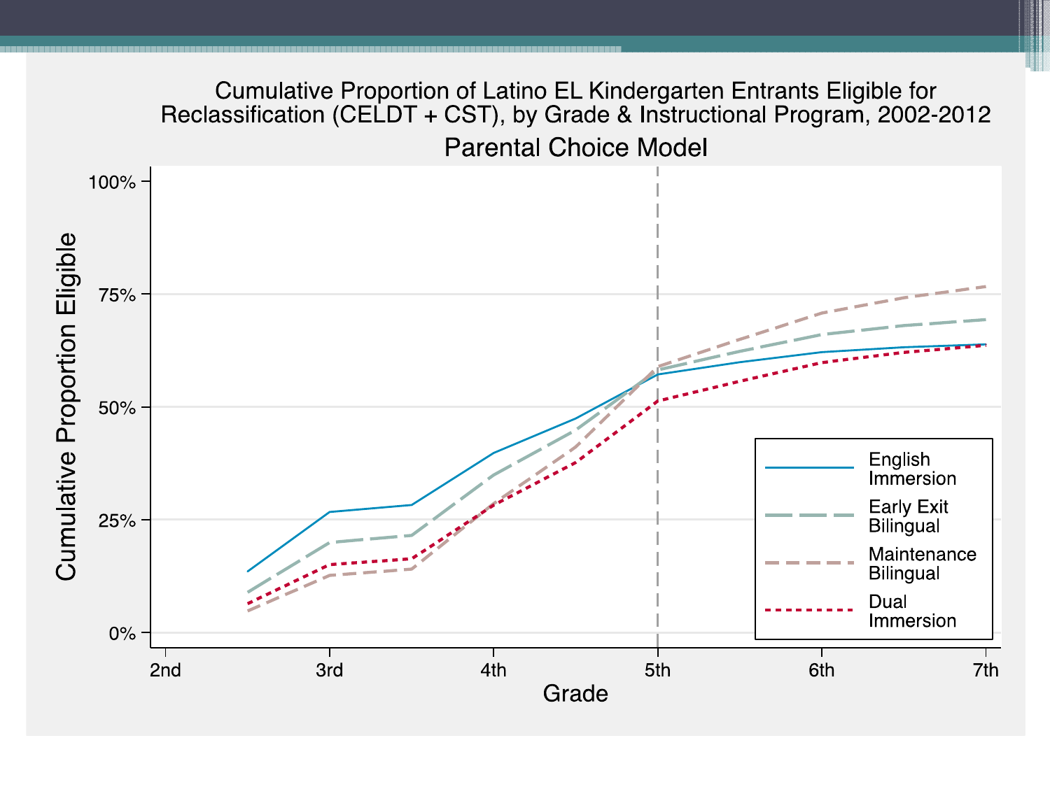## Cumulative Proportion of Latino EL Kindergarten Entrants Eligible for Reclassification (CELDT + CST), by Grade & Instructional Program, 2002-2012

### Parental Choice Model

Cumulative Proportion Eligible

100%

75%

50%

25%

0%

2nd 3rd 4th 5th 6th 7th

Grade

English Immersion

Early Exit Bilingual

Maintenance Bilingual

Dual Immersion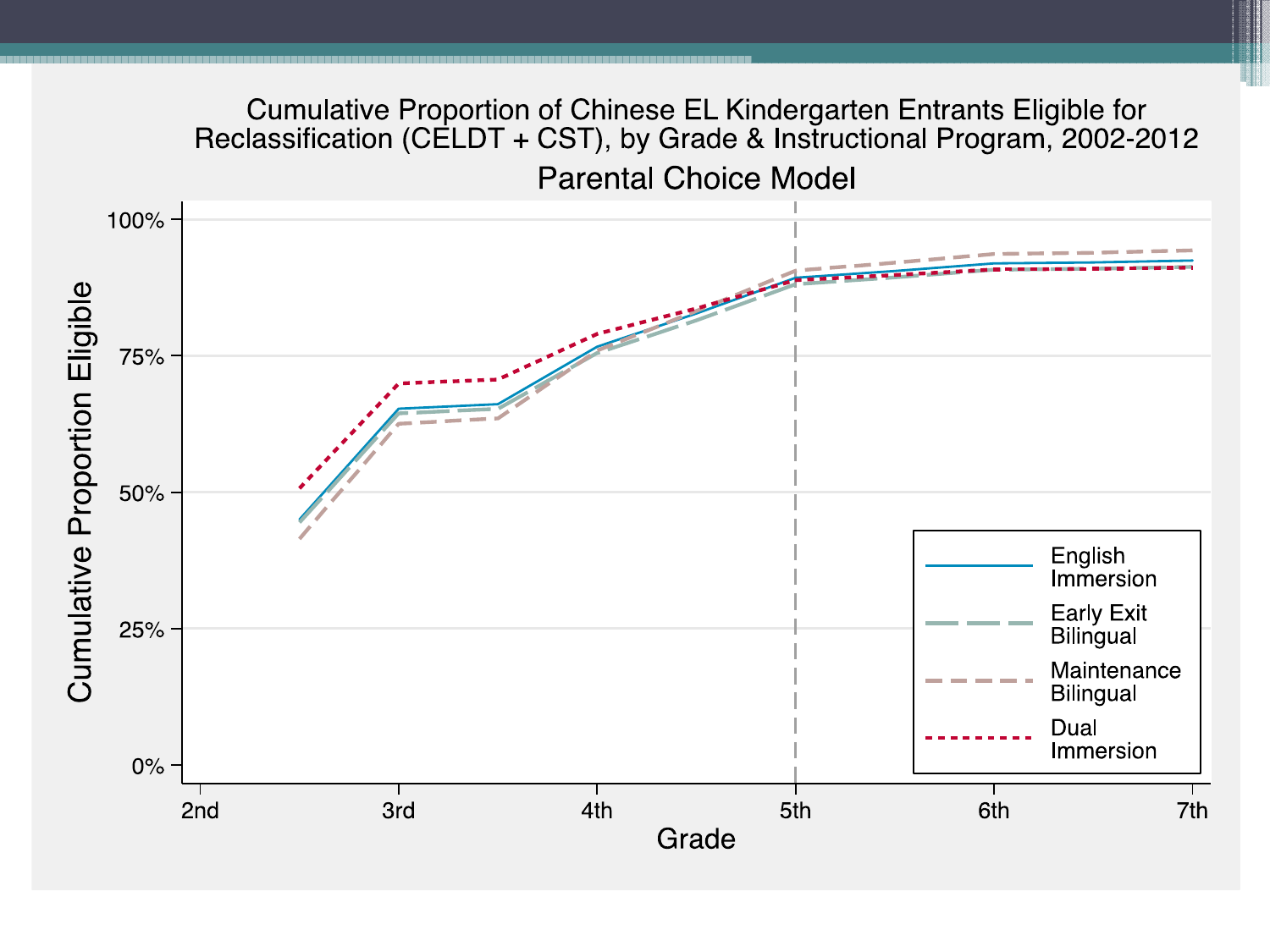# Cumulative Proportion of Chinese EL Kindergarten Entrants Eligible for Reclassification (CELDT + CST), by Grade & Instructional Program, 2002-2012

## Parental Choice Model

Cumulative Proportion Eligible

100%
75%
50%
25%
0%

2nd 3rd 4th 5th 6th 7th

Grade

- English Immersion
- Early Exit Bilingual
- Maintenance Bilingual
- Dual Immersion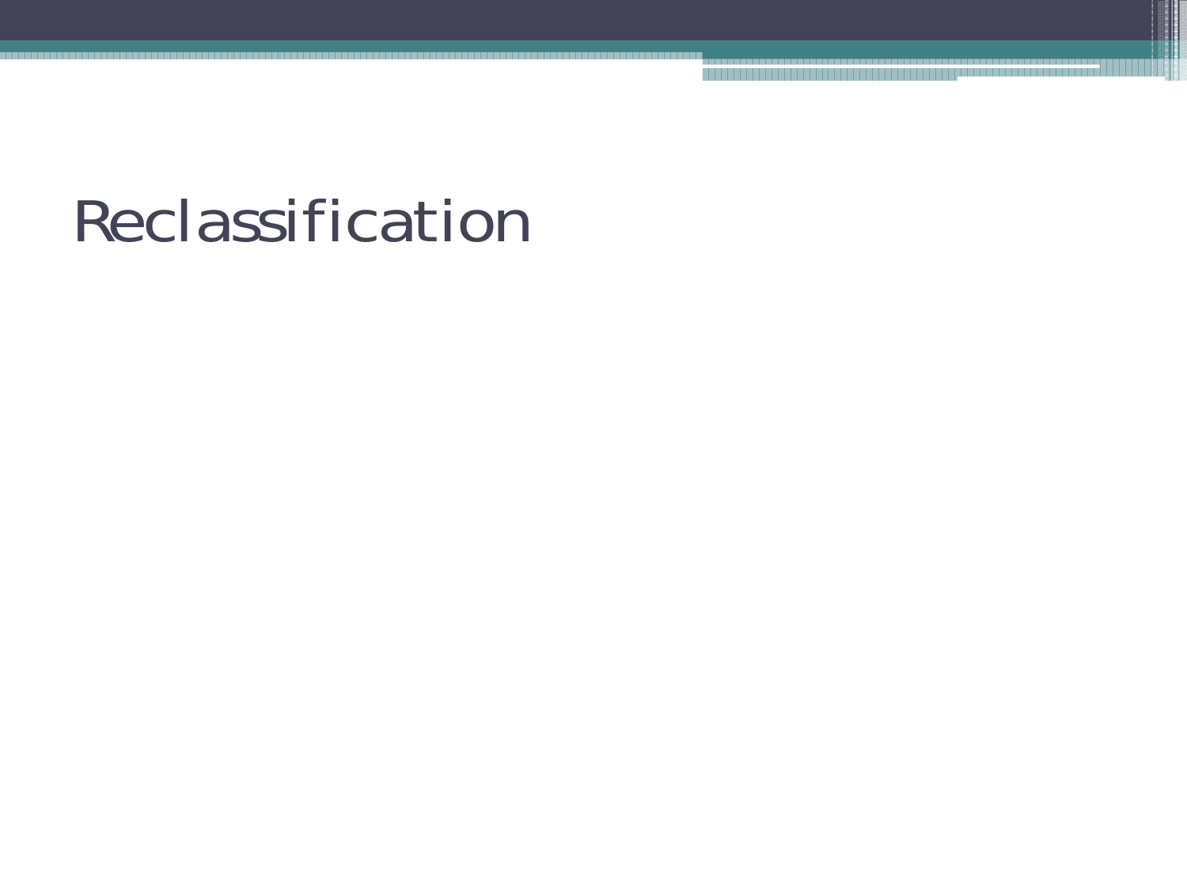# Reclassification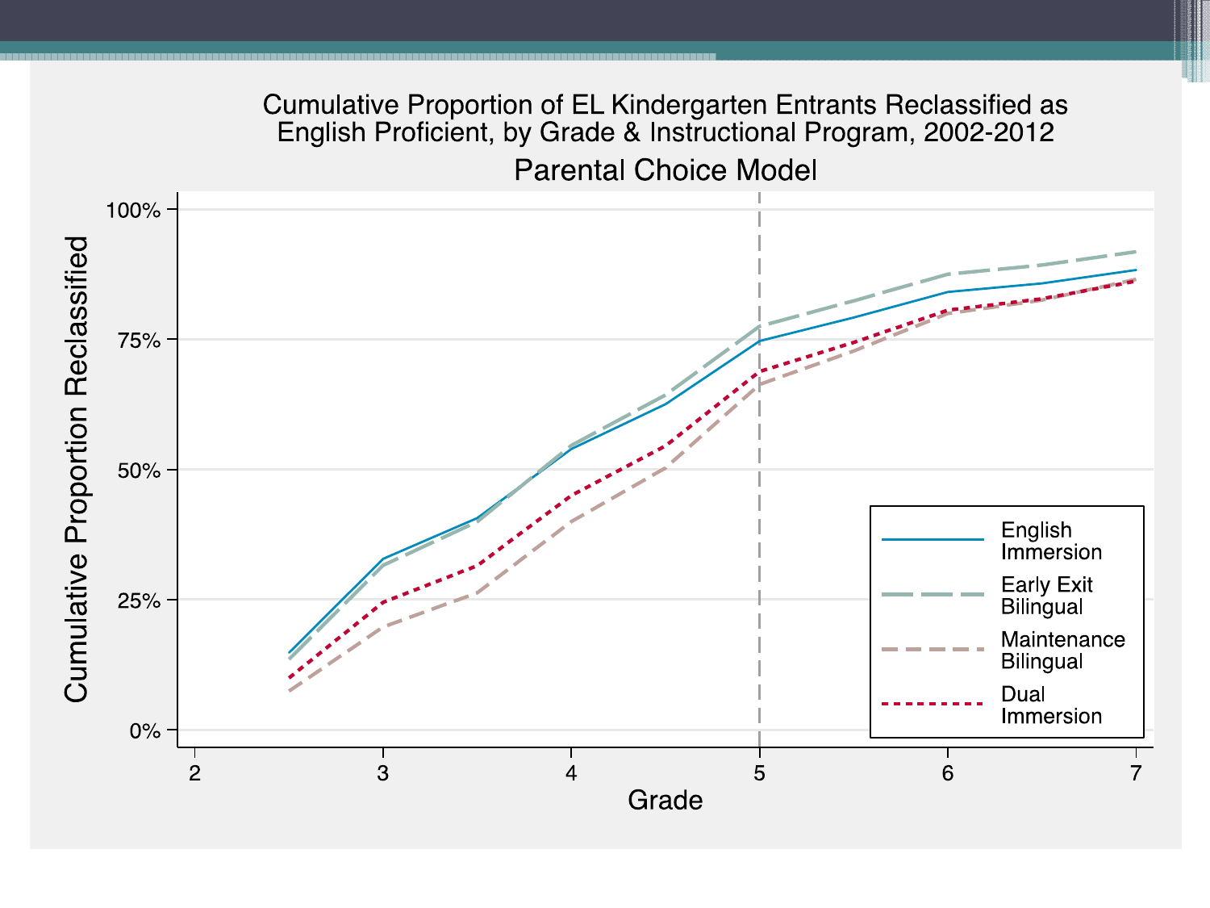Cumulative Proportion of EL Kindergarten Entrants Reclassified as English Proficient, by Grade & Instructional Program, 2002-2012

Parental Choice Model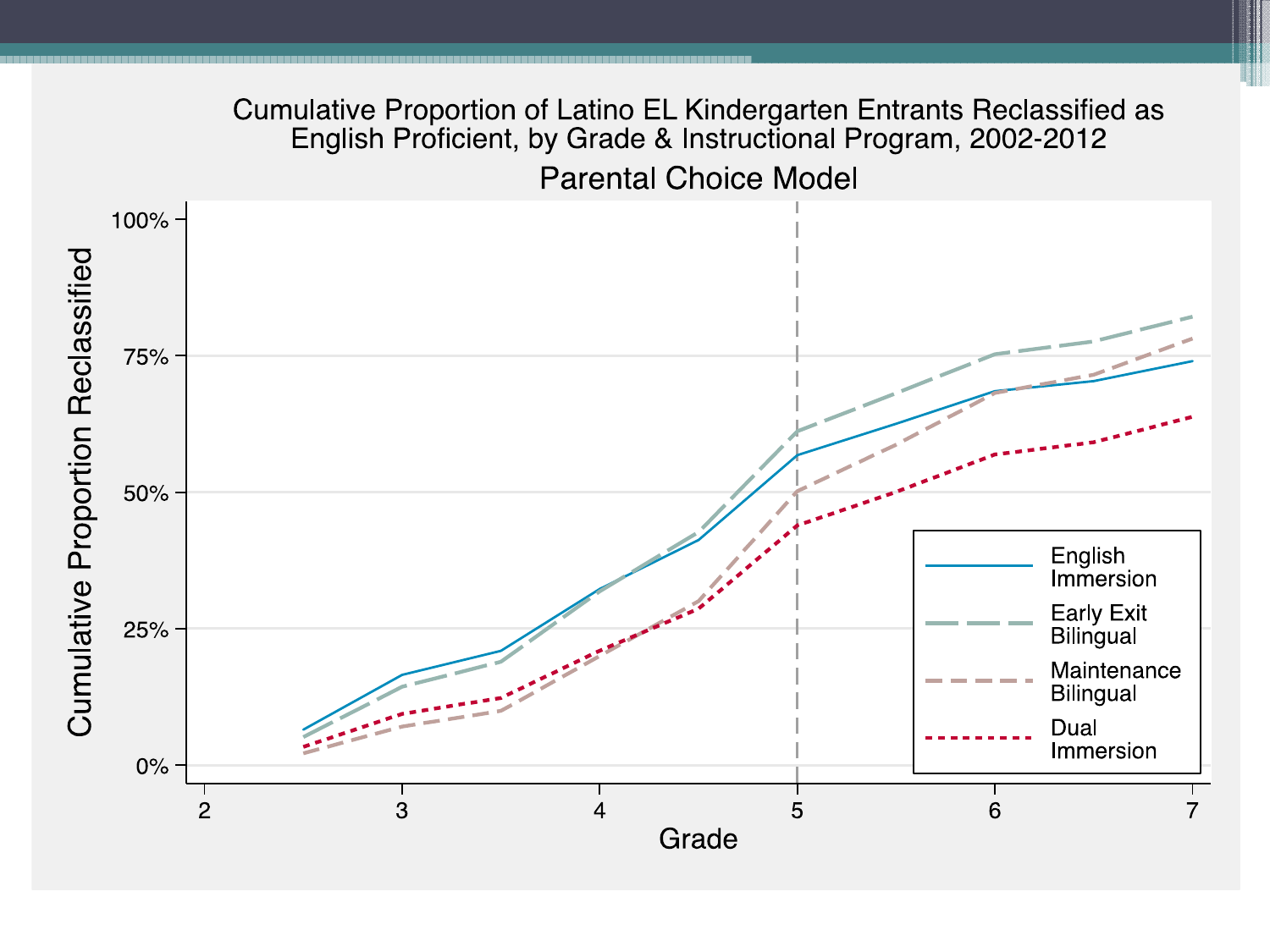Cumulative Proportion of Latino EL Kindergarten Entrants Reclassified as English Proficient, by Grade & Instructional Program, 2002-2012

Parental Choice Model

Cumulative Proportion Reclassified

100%

75%

50%

25%

0%

2 3 4 5 6 7

Grade

English Immersion

Early Exit Bilingual

Maintenance Bilingual

Dual Immersion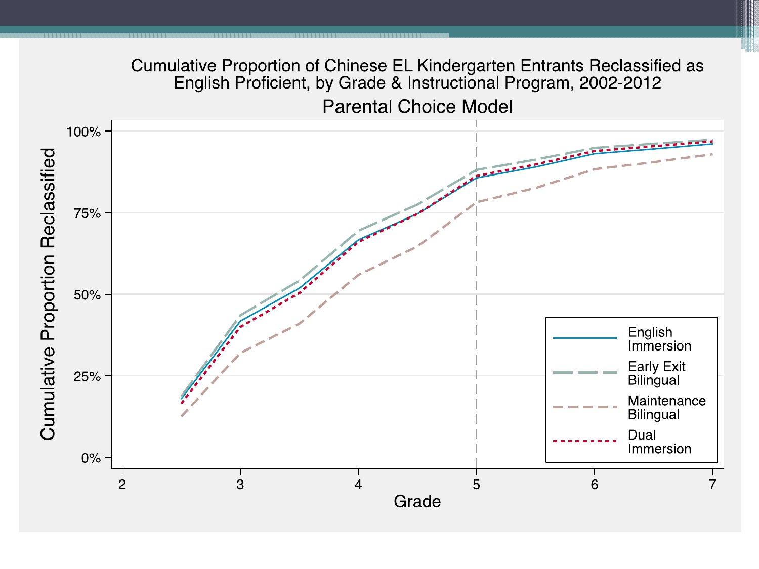Cumulative Proportion of Chinese EL Kindergarten Entrants Reclassified as English Proficient, by Grade & Instructional Program, 2002-2012

Parental Choice Model

Cumulative Proportion Reclassified

100%

75%

50%

25%

0%

2 3 4 5 6 7

Grade

English Immersion

Early Exit Bilingual

Maintenance Bilingual

Dual Immersion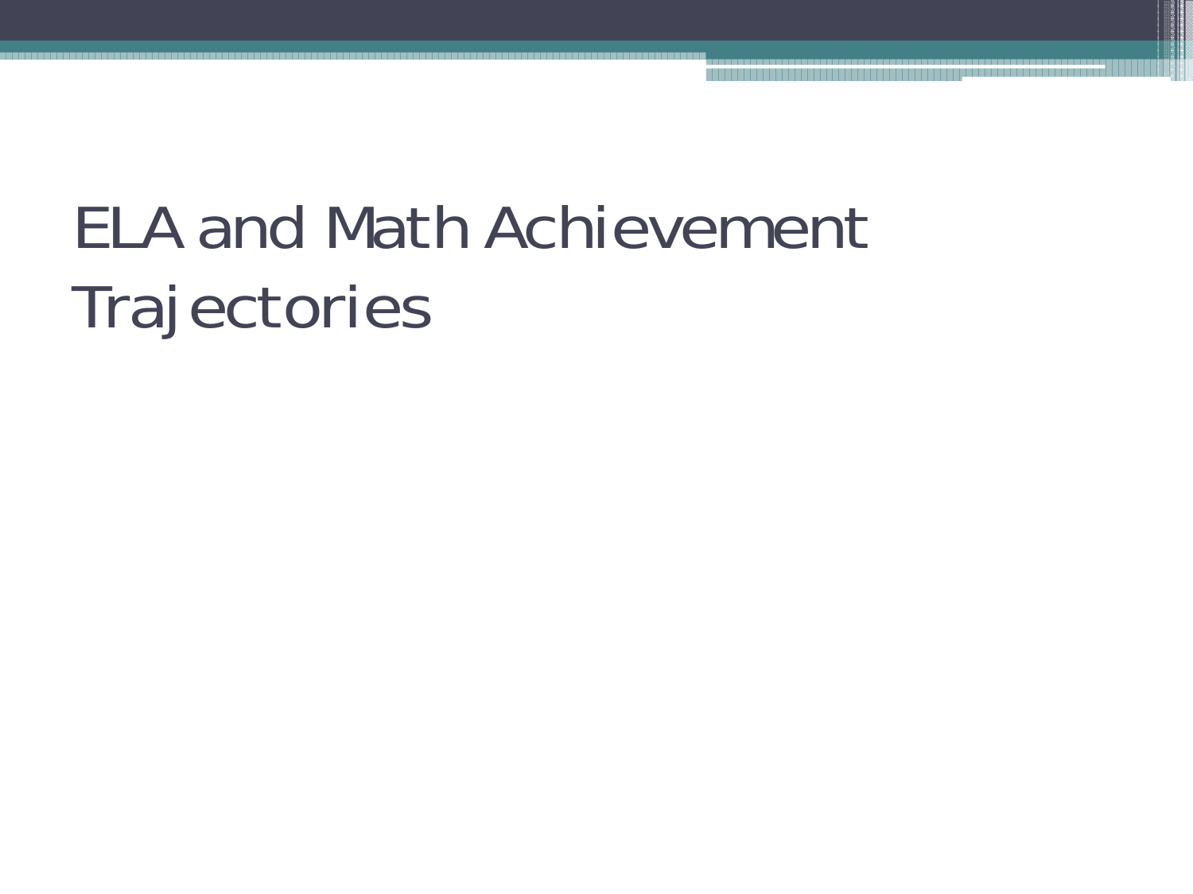# ELA and Math Achievement Trajectories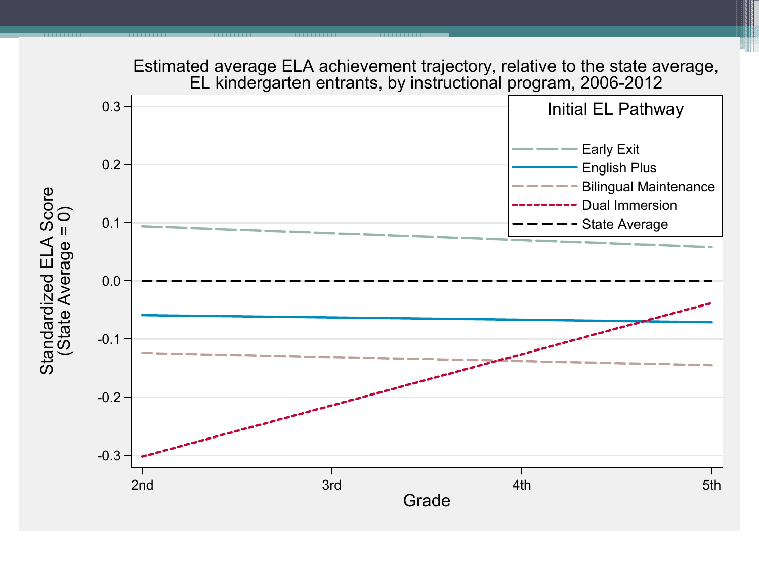Estimated average ELA achievement trajectory, relative to the state average, EL kindergarten entrants, by instructional program, 2006-2012

**Initial EL Pathway**

- Early Exit
- English Plus
- Bilingual Maintenance
- Dual Immersion
- State Average

Standardized ELA Score (State Average = 0)

0.3, 0.2, 0.1, 0.0, -0.1, -0.2, -0.3

Grade: 2nd, 3rd, 4th, 5th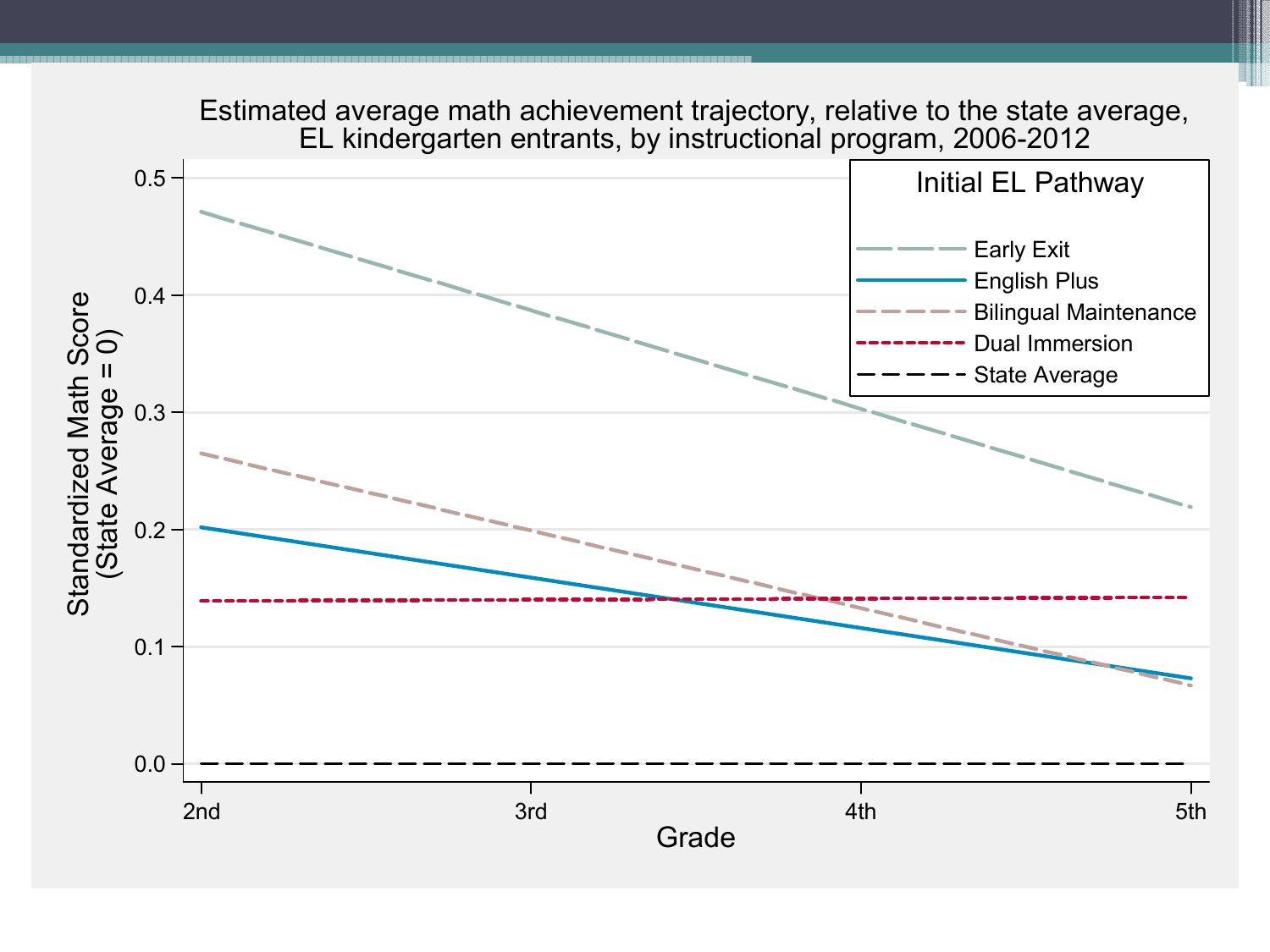Estimated average math achievement trajectory, relative to the state average, EL kindergarten entrants, by instructional program, 2006-2012

Standardized Math Score (State Average = 0)

Grade: 2nd, 3rd, 4th, 5th

Initial EL Pathway

- Early Exit
- English Plus
- Bilingual Maintenance
- Dual Immersion
- State Average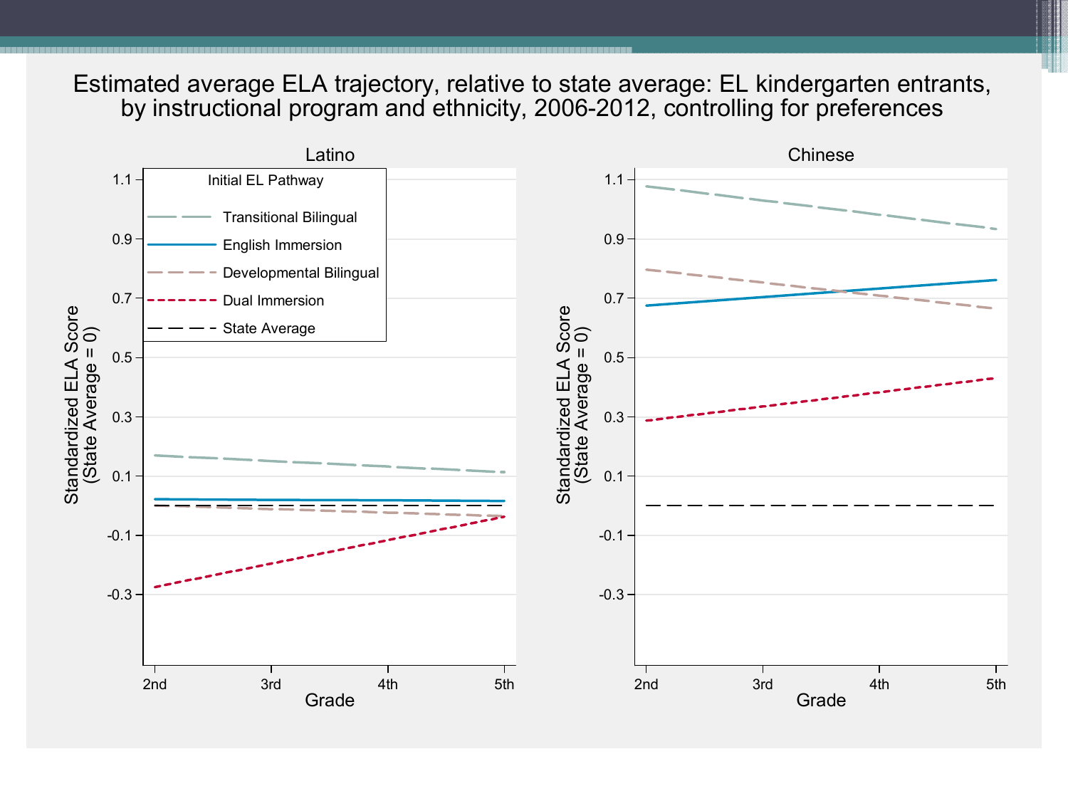# Estimated average ELA trajectory, relative to state average: EL kindergarten entrants, by instructional program and ethnicity, 2006-2012, controlling for preferences

**Latino**

**Chinese**

Initial EL Pathway:
- Transitional Bilingual
- English Immersion
- Developmental Bilingual
- Dual Immersion
- State Average

Y-axis: Standardized ELA Score (State Average = 0)

X-axis: Grade (2nd, 3rd, 4th, 5th)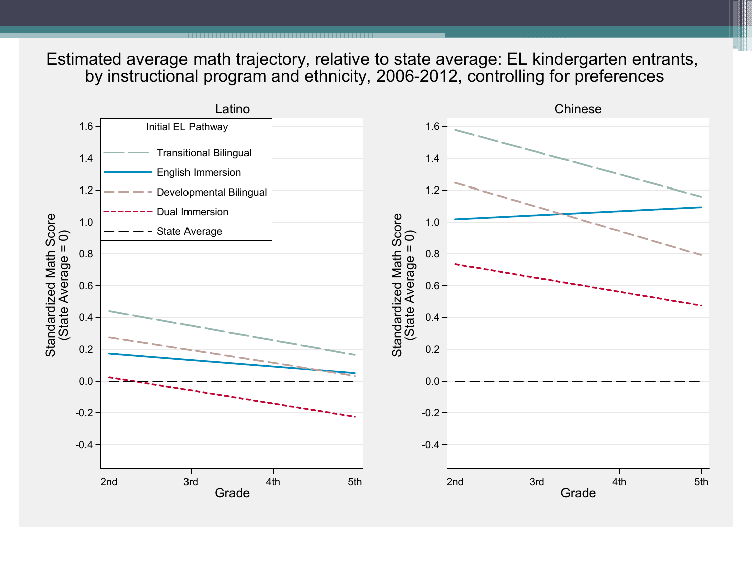# Estimated average math trajectory, relative to state average: EL kindergarten entrants, by instructional program and ethnicity, 2006-2012, controlling for preferences

**Latino**

Initial EL Pathway
- Transitional Bilingual
- English Immersion
- Developmental Bilingual
- Dual Immersion
- State Average

Standardized Math Score (State Average = 0)

Grade: 2nd, 3rd, 4th, 5th

**Chinese**

Standardized Math Score (State Average = 0)

Grade: 2nd, 3rd, 4th, 5th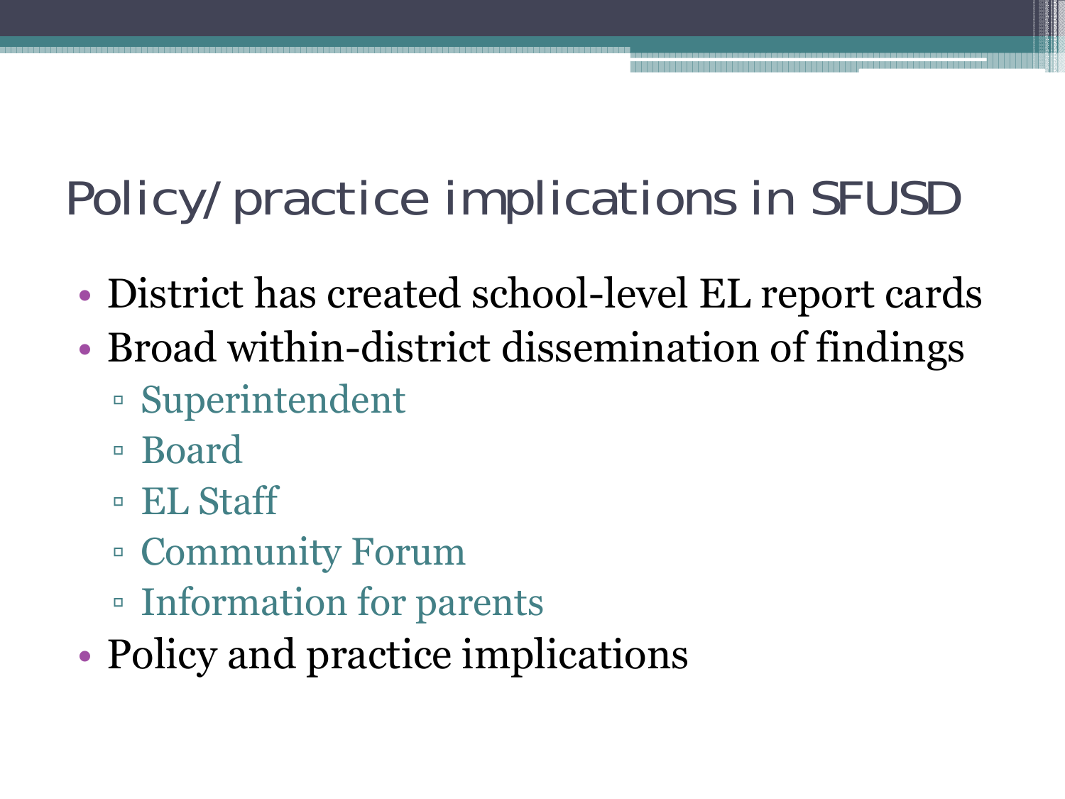# Policy/practice implications in SFUSD

- District has created school-level EL report cards
- Broad within-district dissemination of findings
  - Superintendent
  - Board
  - EL Staff
  - Community Forum
  - Information for parents
- Policy and practice implications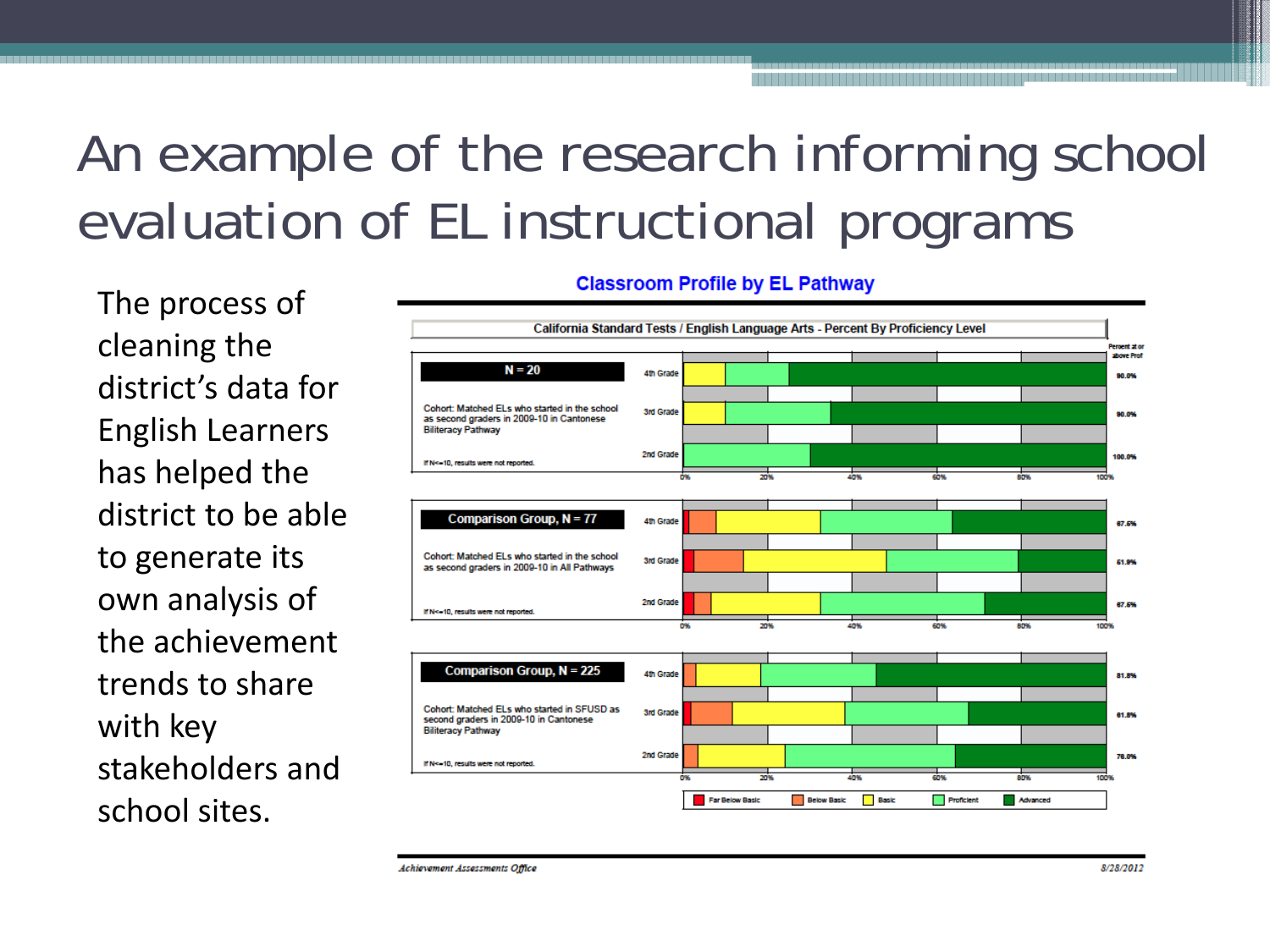# An example of the research informing school evaluation of EL instructional programs

The process of cleaning the district's data for English Learners has helped the district to be able to generate its own analysis of the achievement trends to share with key stakeholders and school sites.

**Classroom Profile by EL Pathway**

California Standard Tests / English Language Arts - Percent By Proficiency Level

| Group | Cohort | Grade | Percent at or above Prof |
|---|---|---|---|
| N = 20 | Cohort: Matched ELs who started in the school as second graders in 2009-10 in Cantonese Biliteracy Pathway | 4th Grade | 90.0% |
| | | 3rd Grade | 90.0% |
| | | 2nd Grade | 100.0% |
| Comparison Group, N = 77 | Cohort: Matched ELs who started in the school as second graders in 2009-10 in All Pathways | 4th Grade | 67.5% |
| | | 3rd Grade | 51.9% |
| | | 2nd Grade | 67.5% |
| Comparison Group, N = 225 | Cohort: Matched ELs who started in SFUSD as second graders in 2009-10 in Cantonese Biliteracy Pathway | 4th Grade | 81.8% |
| | | 3rd Grade | 61.8% |
| | | 2nd Grade | 76.0% |

If N<=10, results were not reported.

Legend: Far Below Basic, Below Basic, Basic, Proficient, Advanced

*Achievement Assessments Office* 8/28/2012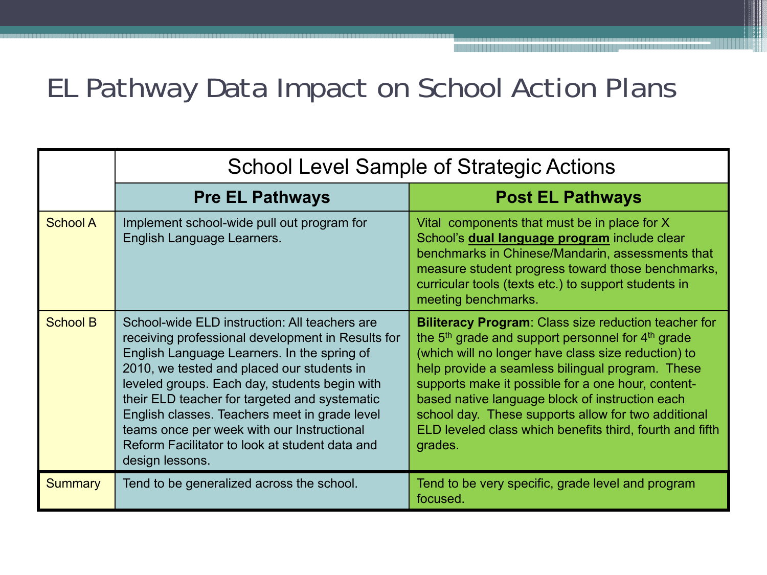# EL Pathway Data Impact on School Action Plans

| | School Level Sample of Strategic Actions | |
|---|---|---|
| | **Pre EL Pathways** | **Post EL Pathways** |
| School A | Implement school-wide pull out program for English Language Learners. | Vital components that must be in place for X School's **dual language program** include clear benchmarks in Chinese/Mandarin, assessments that measure student progress toward those benchmarks, curricular tools (texts etc.) to support students in meeting benchmarks. |
| School B | School-wide ELD instruction: All teachers are receiving professional development in Results for English Language Learners. In the spring of 2010, we tested and placed our students in leveled groups. Each day, students begin with their ELD teacher for targeted and systematic English classes. Teachers meet in grade level teams once per week with our Instructional Reform Facilitator to look at student data and design lessons. | **Biliteracy Program**: Class size reduction teacher for the 5th grade and support personnel for 4th grade (which will no longer have class size reduction) to help provide a seamless bilingual program. These supports make it possible for a one hour, content-based native language block of instruction each school day. These supports allow for two additional ELD leveled class which benefits third, fourth and fifth grades. |
| Summary | Tend to be generalized across the school. | Tend to be very specific, grade level and program focused. |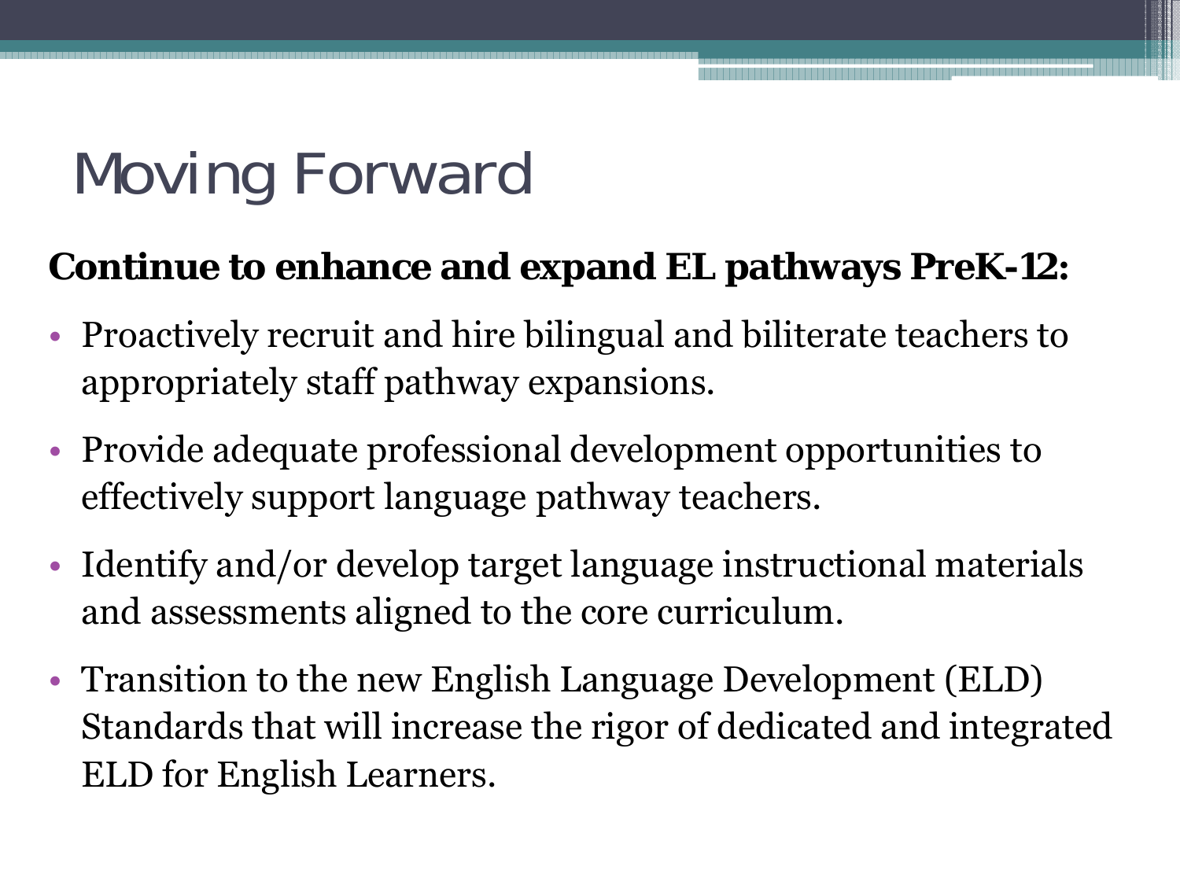# Moving Forward

**Continue to enhance and expand EL pathways PreK-12:**

- Proactively recruit and hire bilingual and biliterate teachers to appropriately staff pathway expansions.
- Provide adequate professional development opportunities to effectively support language pathway teachers.
- Identify and/or develop target language instructional materials and assessments aligned to the core curriculum.
- Transition to the new English Language Development (ELD) Standards that will increase the rigor of dedicated and integrated ELD for English Learners.